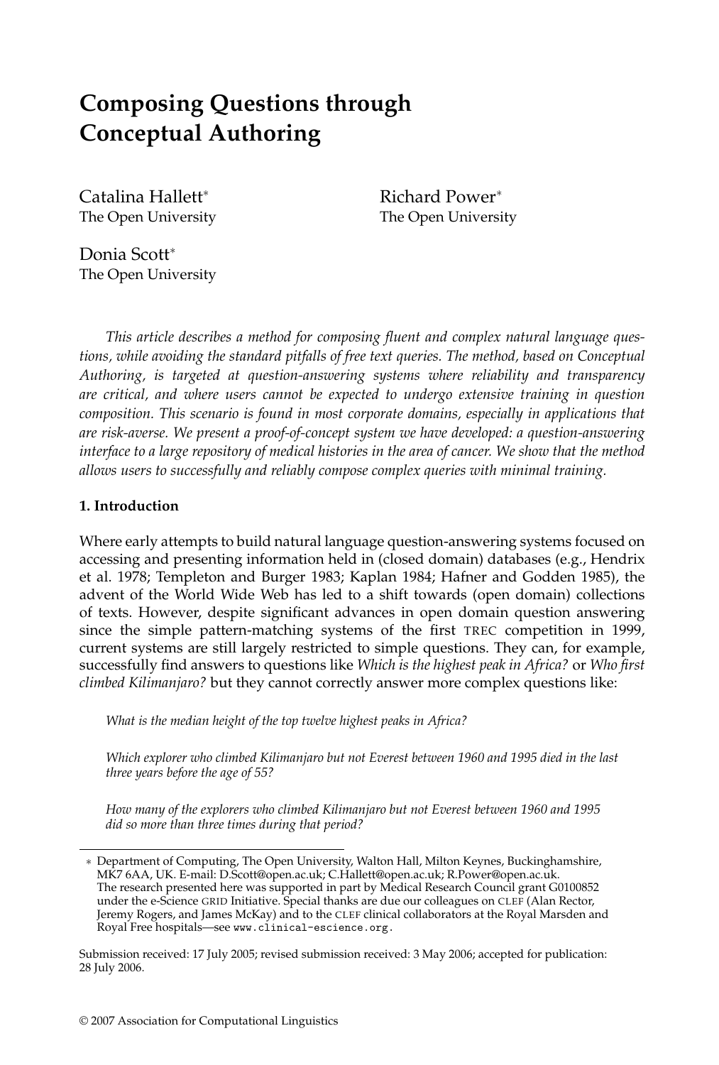# Composing Questions through Conceptual Authoring

Catalina Hallett*
The Open University

Richard Power*
The Open University

Donia Scott*
The Open University

*This article describes a method for composing fluent and complex natural language questions, while avoiding the standard pitfalls of free text queries. The method, based on Conceptual Authoring, is targeted at question-answering systems where reliability and transparency are critical, and where users cannot be expected to undergo extensive training in question composition. This scenario is found in most corporate domains, especially in applications that are risk-averse. We present a proof-of-concept system we have developed: a question-answering interface to a large repository of medical histories in the area of cancer. We show that the method allows users to successfully and reliably compose complex queries with minimal training.*

## 1. Introduction

Where early attempts to build natural language question-answering systems focused on accessing and presenting information held in (closed domain) databases (e.g., Hendrix et al. 1978; Templeton and Burger 1983; Kaplan 1984; Hafner and Godden 1985), the advent of the World Wide Web has led to a shift towards (open domain) collections of texts. However, despite significant advances in open domain question answering since the simple pattern-matching systems of the first TREC competition in 1999, current systems are still largely restricted to simple questions. They can, for example, successfully find answers to questions like *Which is the highest peak in Africa?* or *Who first climbed Kilimanjaro?* but they cannot correctly answer more complex questions like:

*What is the median height of the top twelve highest peaks in Africa?*

*Which explorer who climbed Kilimanjaro but not Everest between 1960 and 1995 died in the last three years before the age of 55?*

*How many of the explorers who climbed Kilimanjaro but not Everest between 1960 and 1995 did so more than three times during that period?*

---

\* Department of Computing, The Open University, Walton Hall, Milton Keynes, Buckinghamshire, MK7 6AA, UK. E-mail: D.Scott@open.ac.uk; C.Hallett@open.ac.uk; R.Power@open.ac.uk. The research presented here was supported in part by Medical Research Council grant G0100852 under the e-Science GRID Initiative. Special thanks are due our colleagues on CLEF (Alan Rector, Jeremy Rogers, and James McKay) and to the CLEF clinical collaborators at the Royal Marsden and Royal Free hospitals—see www.clinical-escience.org.

Submission received: 17 July 2005; revised submission received: 3 May 2006; accepted for publication: 28 July 2006.

© 2007 Association for Computational Linguistics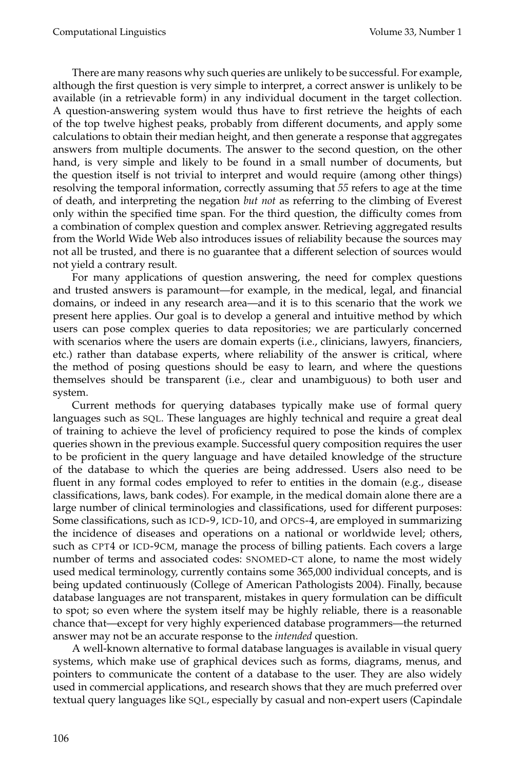There are many reasons why such queries are unlikely to be successful. For example, although the first question is very simple to interpret, a correct answer is unlikely to be available (in a retrievable form) in any individual document in the target collection. A question-answering system would thus have to first retrieve the heights of each of the top twelve highest peaks, probably from different documents, and apply some calculations to obtain their median height, and then generate a response that aggregates answers from multiple documents. The answer to the second question, on the other hand, is very simple and likely to be found in a small number of documents, but the question itself is not trivial to interpret and would require (among other things) resolving the temporal information, correctly assuming that *55* refers to age at the time of death, and interpreting the negation *but not* as referring to the climbing of Everest only within the specified time span. For the third question, the difficulty comes from a combination of complex question and complex answer. Retrieving aggregated results from the World Wide Web also introduces issues of reliability because the sources may not all be trusted, and there is no guarantee that a different selection of sources would not yield a contrary result.

For many applications of question answering, the need for complex questions and trusted answers is paramount—for example, in the medical, legal, and financial domains, or indeed in any research area—and it is to this scenario that the work we present here applies. Our goal is to develop a general and intuitive method by which users can pose complex queries to data repositories; we are particularly concerned with scenarios where the users are domain experts (i.e., clinicians, lawyers, financiers, etc.) rather than database experts, where reliability of the answer is critical, where the method of posing questions should be easy to learn, and where the questions themselves should be transparent (i.e., clear and unambiguous) to both user and system.

Current methods for querying databases typically make use of formal query languages such as SQL. These languages are highly technical and require a great deal of training to achieve the level of proficiency required to pose the kinds of complex queries shown in the previous example. Successful query composition requires the user to be proficient in the query language and have detailed knowledge of the structure of the database to which the queries are being addressed. Users also need to be fluent in any formal codes employed to refer to entities in the domain (e.g., disease classifications, laws, bank codes). For example, in the medical domain alone there are a large number of clinical terminologies and classifications, used for different purposes: Some classifications, such as ICD-9, ICD-10, and OPCS-4, are employed in summarizing the incidence of diseases and operations on a national or worldwide level; others, such as CPT4 or ICD-9CM, manage the process of billing patients. Each covers a large number of terms and associated codes: SNOMED-CT alone, to name the most widely used medical terminology, currently contains some 365,000 individual concepts, and is being updated continuously (College of American Pathologists 2004). Finally, because database languages are not transparent, mistakes in query formulation can be difficult to spot; so even where the system itself may be highly reliable, there is a reasonable chance that—except for very highly experienced database programmers—the returned answer may not be an accurate response to the *intended* question.

A well-known alternative to formal database languages is available in visual query systems, which make use of graphical devices such as forms, diagrams, menus, and pointers to communicate the content of a database to the user. They are also widely used in commercial applications, and research shows that they are much preferred over textual query languages like SQL, especially by casual and non-expert users (Capindale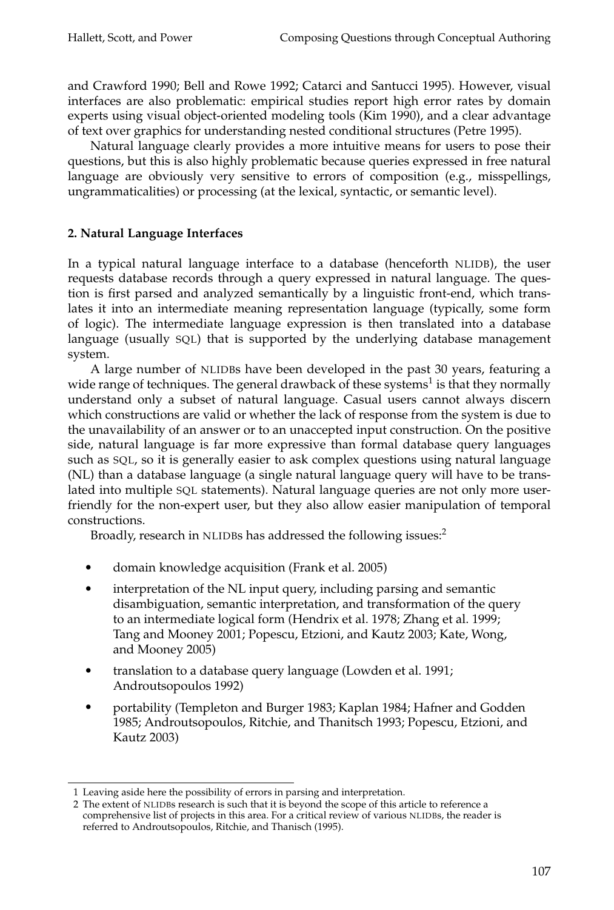and Crawford 1990; Bell and Rowe 1992; Catarci and Santucci 1995). However, visual interfaces are also problematic: empirical studies report high error rates by domain experts using visual object-oriented modeling tools (Kim 1990), and a clear advantage of text over graphics for understanding nested conditional structures (Petre 1995).

Natural language clearly provides a more intuitive means for users to pose their questions, but this is also highly problematic because queries expressed in free natural language are obviously very sensitive to errors of composition (e.g., misspellings, ungrammaticalities) or processing (at the lexical, syntactic, or semantic level).

## 2. Natural Language Interfaces

In a typical natural language interface to a database (henceforth NLIDB), the user requests database records through a query expressed in natural language. The question is first parsed and analyzed semantically by a linguistic front-end, which translates it into an intermediate meaning representation language (typically, some form of logic). The intermediate language expression is then translated into a database language (usually SQL) that is supported by the underlying database management system.

A large number of NLIDBs have been developed in the past 30 years, featuring a wide range of techniques. The general drawback of these systems[1] is that they normally understand only a subset of natural language. Casual users cannot always discern which constructions are valid or whether the lack of response from the system is due to the unavailability of an answer or to an unaccepted input construction. On the positive side, natural language is far more expressive than formal database query languages such as SQL, so it is generally easier to ask complex questions using natural language (NL) than a database language (a single natural language query will have to be translated into multiple SQL statements). Natural language queries are not only more user-friendly for the non-expert user, but they also allow easier manipulation of temporal constructions.

Broadly, research in NLIDBs has addressed the following issues:[2]

- domain knowledge acquisition (Frank et al. 2005)
- interpretation of the NL input query, including parsing and semantic disambiguation, semantic interpretation, and transformation of the query to an intermediate logical form (Hendrix et al. 1978; Zhang et al. 1999; Tang and Mooney 2001; Popescu, Etzioni, and Kautz 2003; Kate, Wong, and Mooney 2005)
- translation to a database query language (Lowden et al. 1991; Androutsopoulos 1992)
- portability (Templeton and Burger 1983; Kaplan 1984; Hafner and Godden 1985; Androutsopoulos, Ritchie, and Thanitsch 1993; Popescu, Etzioni, and Kautz 2003)

---

1 Leaving aside here the possibility of errors in parsing and interpretation.

2 The extent of NLIDBs research is such that it is beyond the scope of this article to reference a comprehensive list of projects in this area. For a critical review of various NLIDBs, the reader is referred to Androutsopoulos, Ritchie, and Thanisch (1995).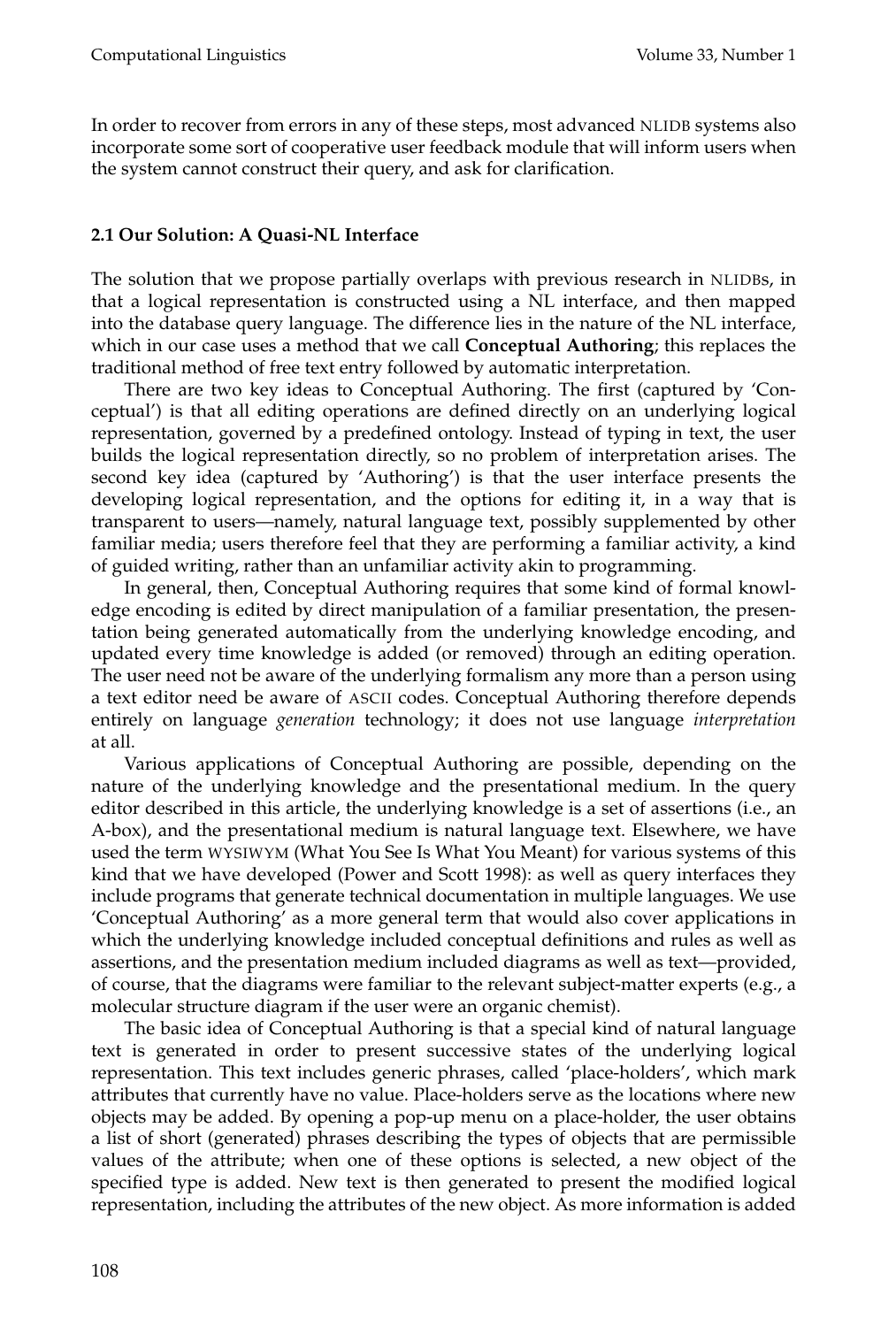In order to recover from errors in any of these steps, most advanced NLIDB systems also incorporate some sort of cooperative user feedback module that will inform users when the system cannot construct their query, and ask for clarification.

### 2.1 Our Solution: A Quasi-NL Interface

The solution that we propose partially overlaps with previous research in NLIDBs, in that a logical representation is constructed using a NL interface, and then mapped into the database query language. The difference lies in the nature of the NL interface, which in our case uses a method that we call **Conceptual Authoring**; this replaces the traditional method of free text entry followed by automatic interpretation.

There are two key ideas to Conceptual Authoring. The first (captured by 'Conceptual') is that all editing operations are defined directly on an underlying logical representation, governed by a predefined ontology. Instead of typing in text, the user builds the logical representation directly, so no problem of interpretation arises. The second key idea (captured by 'Authoring') is that the user interface presents the developing logical representation, and the options for editing it, in a way that is transparent to users—namely, natural language text, possibly supplemented by other familiar media; users therefore feel that they are performing a familiar activity, a kind of guided writing, rather than an unfamiliar activity akin to programming.

In general, then, Conceptual Authoring requires that some kind of formal knowledge encoding is edited by direct manipulation of a familiar presentation, the presentation being generated automatically from the underlying knowledge encoding, and updated every time knowledge is added (or removed) through an editing operation. The user need not be aware of the underlying formalism any more than a person using a text editor need be aware of ASCII codes. Conceptual Authoring therefore depends entirely on language *generation* technology; it does not use language *interpretation* at all.

Various applications of Conceptual Authoring are possible, depending on the nature of the underlying knowledge and the presentational medium. In the query editor described in this article, the underlying knowledge is a set of assertions (i.e., an A-box), and the presentational medium is natural language text. Elsewhere, we have used the term WYSIWYM (What You See Is What You Meant) for various systems of this kind that we have developed (Power and Scott 1998): as well as query interfaces they include programs that generate technical documentation in multiple languages. We use 'Conceptual Authoring' as a more general term that would also cover applications in which the underlying knowledge included conceptual definitions and rules as well as assertions, and the presentation medium included diagrams as well as text—provided, of course, that the diagrams were familiar to the relevant subject-matter experts (e.g., a molecular structure diagram if the user were an organic chemist).

The basic idea of Conceptual Authoring is that a special kind of natural language text is generated in order to present successive states of the underlying logical representation. This text includes generic phrases, called 'place-holders', which mark attributes that currently have no value. Place-holders serve as the locations where new objects may be added. By opening a pop-up menu on a place-holder, the user obtains a list of short (generated) phrases describing the types of objects that are permissible values of the attribute; when one of these options is selected, a new object of the specified type is added. New text is then generated to present the modified logical representation, including the attributes of the new object. As more information is added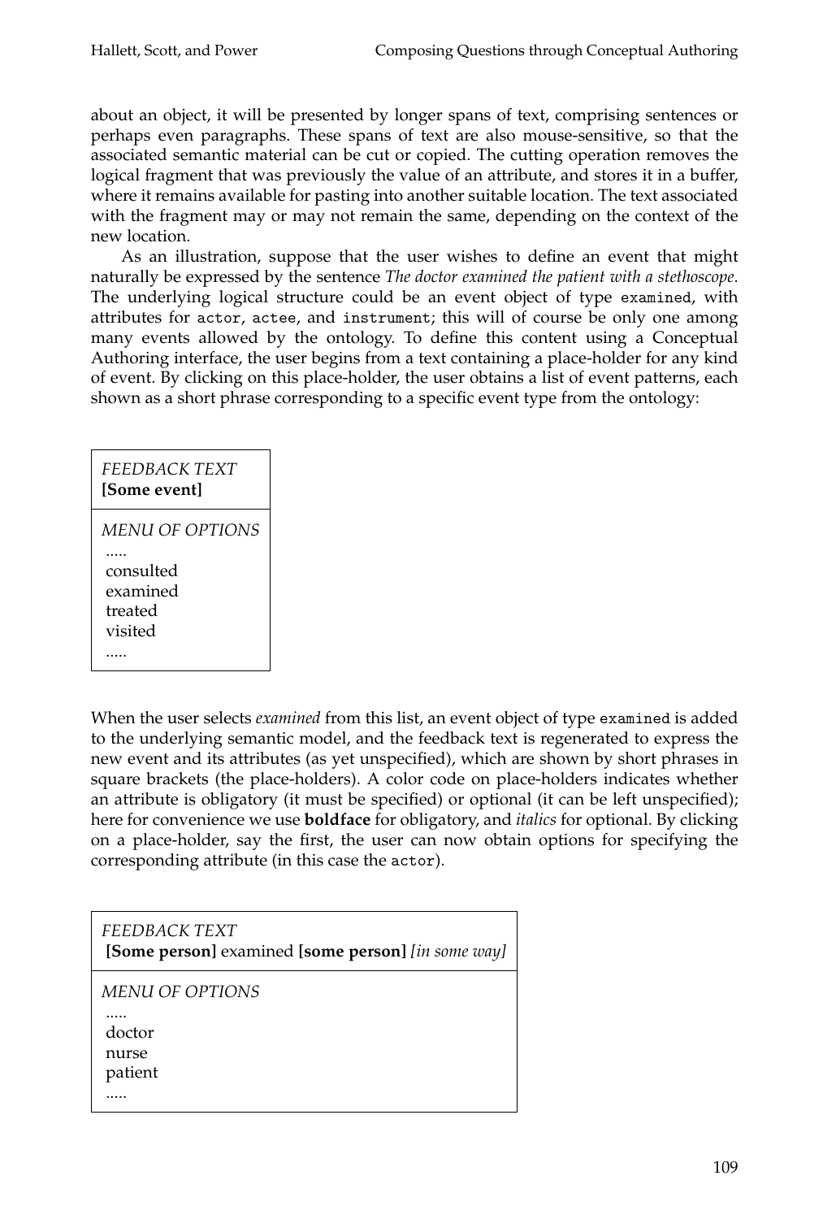about an object, it will be presented by longer spans of text, comprising sentences or perhaps even paragraphs. These spans of text are also mouse-sensitive, so that the associated semantic material can be cut or copied. The cutting operation removes the logical fragment that was previously the value of an attribute, and stores it in a buffer, where it remains available for pasting into another suitable location. The text associated with the fragment may or may not remain the same, depending on the context of the new location.

As an illustration, suppose that the user wishes to define an event that might naturally be expressed by the sentence *The doctor examined the patient with a stethoscope*. The underlying logical structure could be an event object of type `examined`, with attributes for `actor`, `actee`, and `instrument`; this will of course be only one among many events allowed by the ontology. To define this content using a Conceptual Authoring interface, the user begins from a text containing a place-holder for any kind of event. By clicking on this place-holder, the user obtains a list of event patterns, each shown as a short phrase corresponding to a specific event type from the ontology:

| *FEEDBACK TEXT* |
|---|
| **[Some event]** |
| *MENU OF OPTIONS* |
| ..... |
| consulted |
| examined |
| treated |
| visited |
| ..... |

When the user selects *examined* from this list, an event object of type `examined` is added to the underlying semantic model, and the feedback text is regenerated to express the new event and its attributes (as yet unspecified), which are shown by short phrases in square brackets (the place-holders). A color code on place-holders indicates whether an attribute is obligatory (it must be specified) or optional (it can be left unspecified); here for convenience we use **boldface** for obligatory, and *italics* for optional. By clicking on a place-holder, say the first, the user can now obtain options for specifying the corresponding attribute (in this case the `actor`).

| *FEEDBACK TEXT* |
|---|
| **[Some person]** examined **[some person]** *[in some way]* |
| *MENU OF OPTIONS* |
| ..... |
| doctor |
| nurse |
| patient |
| ..... |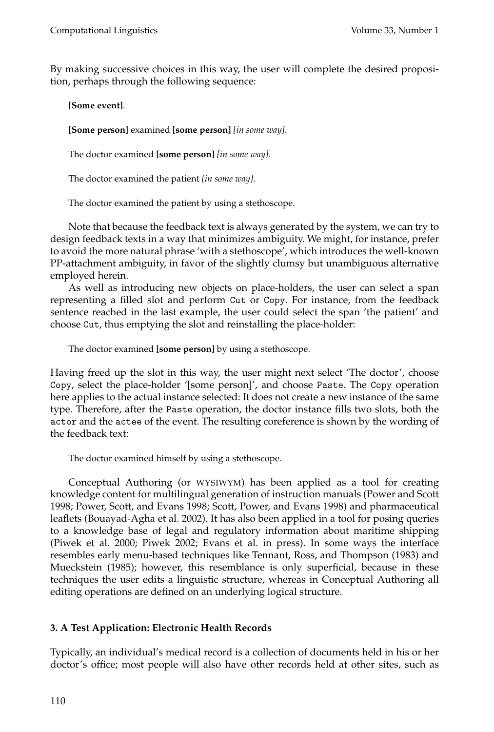By making successive choices in this way, the user will complete the desired proposition, perhaps through the following sequence:

> **[Some event]**.
>
> **[Some person]** examined **[some person]** *[in some way]*.
>
> The doctor examined **[some person]** *[in some way]*.
>
> The doctor examined the patient *[in some way]*.
>
> The doctor examined the patient by using a stethoscope.

Note that because the feedback text is always generated by the system, we can try to design feedback texts in a way that minimizes ambiguity. We might, for instance, prefer to avoid the more natural phrase 'with a stethoscope', which introduces the well-known PP-attachment ambiguity, in favor of the slightly clumsy but unambiguous alternative employed herein.

As well as introducing new objects on place-holders, the user can select a span representing a filled slot and perform `Cut` or `Copy`. For instance, from the feedback sentence reached in the last example, the user could select the span 'the patient' and choose `Cut`, thus emptying the slot and reinstalling the place-holder:

> The doctor examined **[some person]** by using a stethoscope.

Having freed up the slot in this way, the user might next select 'The doctor', choose `Copy`, select the place-holder '[some person]', and choose `Paste`. The `Copy` operation here applies to the actual instance selected: It does not create a new instance of the same type. Therefore, after the `Paste` operation, the doctor instance fills two slots, both the `actor` and the `actee` of the event. The resulting coreference is shown by the wording of the feedback text:

> The doctor examined himself by using a stethoscope.

Conceptual Authoring (or WYSIWYM) has been applied as a tool for creating knowledge content for multilingual generation of instruction manuals (Power and Scott 1998; Power, Scott, and Evans 1998; Scott, Power, and Evans 1998) and pharmaceutical leaflets (Bouayad-Agha et al. 2002). It has also been applied in a tool for posing queries to a knowledge base of legal and regulatory information about maritime shipping (Piwek et al. 2000; Piwek 2002; Evans et al. in press). In some ways the interface resembles early menu-based techniques like Tennant, Ross, and Thompson (1983) and Mueckstein (1985); however, this resemblance is only superficial, because in these techniques the user edits a linguistic structure, whereas in Conceptual Authoring all editing operations are defined on an underlying logical structure.

## 3. A Test Application: Electronic Health Records

Typically, an individual's medical record is a collection of documents held in his or her doctor's office; most people will also have other records held at other sites, such as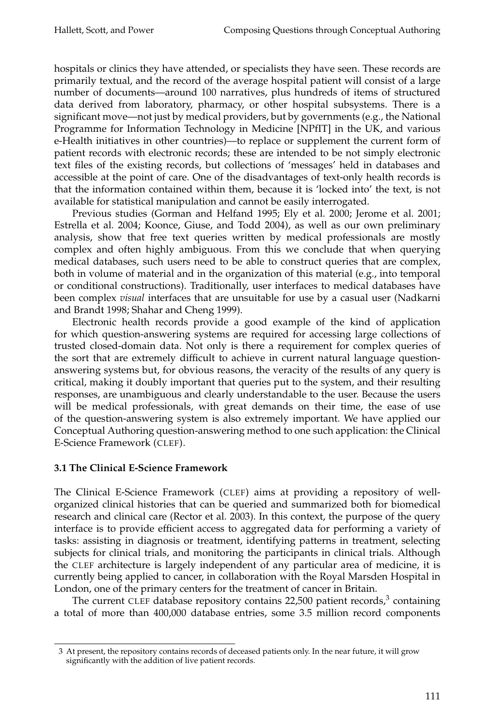hospitals or clinics they have attended, or specialists they have seen. These records are primarily textual, and the record of the average hospital patient will consist of a large number of documents—around 100 narratives, plus hundreds of items of structured data derived from laboratory, pharmacy, or other hospital subsystems. There is a significant move—not just by medical providers, but by governments (e.g., the National Programme for Information Technology in Medicine [NPfIT] in the UK, and various e-Health initiatives in other countries)—to replace or supplement the current form of patient records with electronic records; these are intended to be not simply electronic text files of the existing records, but collections of 'messages' held in databases and accessible at the point of care. One of the disadvantages of text-only health records is that the information contained within them, because it is 'locked into' the text, is not available for statistical manipulation and cannot be easily interrogated.

Previous studies (Gorman and Helfand 1995; Ely et al. 2000; Jerome et al. 2001; Estrella et al. 2004; Koonce, Giuse, and Todd 2004), as well as our own preliminary analysis, show that free text queries written by medical professionals are mostly complex and often highly ambiguous. From this we conclude that when querying medical databases, such users need to be able to construct queries that are complex, both in volume of material and in the organization of this material (e.g., into temporal or conditional constructions). Traditionally, user interfaces to medical databases have been complex *visual* interfaces that are unsuitable for use by a casual user (Nadkarni and Brandt 1998; Shahar and Cheng 1999).

Electronic health records provide a good example of the kind of application for which question-answering systems are required for accessing large collections of trusted closed-domain data. Not only is there a requirement for complex queries of the sort that are extremely difficult to achieve in current natural language question-answering systems but, for obvious reasons, the veracity of the results of any query is critical, making it doubly important that queries put to the system, and their resulting responses, are unambiguous and clearly understandable to the user. Because the users will be medical professionals, with great demands on their time, the ease of use of the question-answering system is also extremely important. We have applied our Conceptual Authoring question-answering method to one such application: the Clinical E-Science Framework (CLEF).

### 3.1 The Clinical E-Science Framework

The Clinical E-Science Framework (CLEF) aims at providing a repository of well-organized clinical histories that can be queried and summarized both for biomedical research and clinical care (Rector et al. 2003). In this context, the purpose of the query interface is to provide efficient access to aggregated data for performing a variety of tasks: assisting in diagnosis or treatment, identifying patterns in treatment, selecting subjects for clinical trials, and monitoring the participants in clinical trials. Although the CLEF architecture is largely independent of any particular area of medicine, it is currently being applied to cancer, in collaboration with the Royal Marsden Hospital in London, one of the primary centers for the treatment of cancer in Britain.

The current CLEF database repository contains 22,500 patient records,[3] containing a total of more than 400,000 database entries, some 3.5 million record components

3 At present, the repository contains records of deceased patients only. In the near future, it will grow significantly with the addition of live patient records.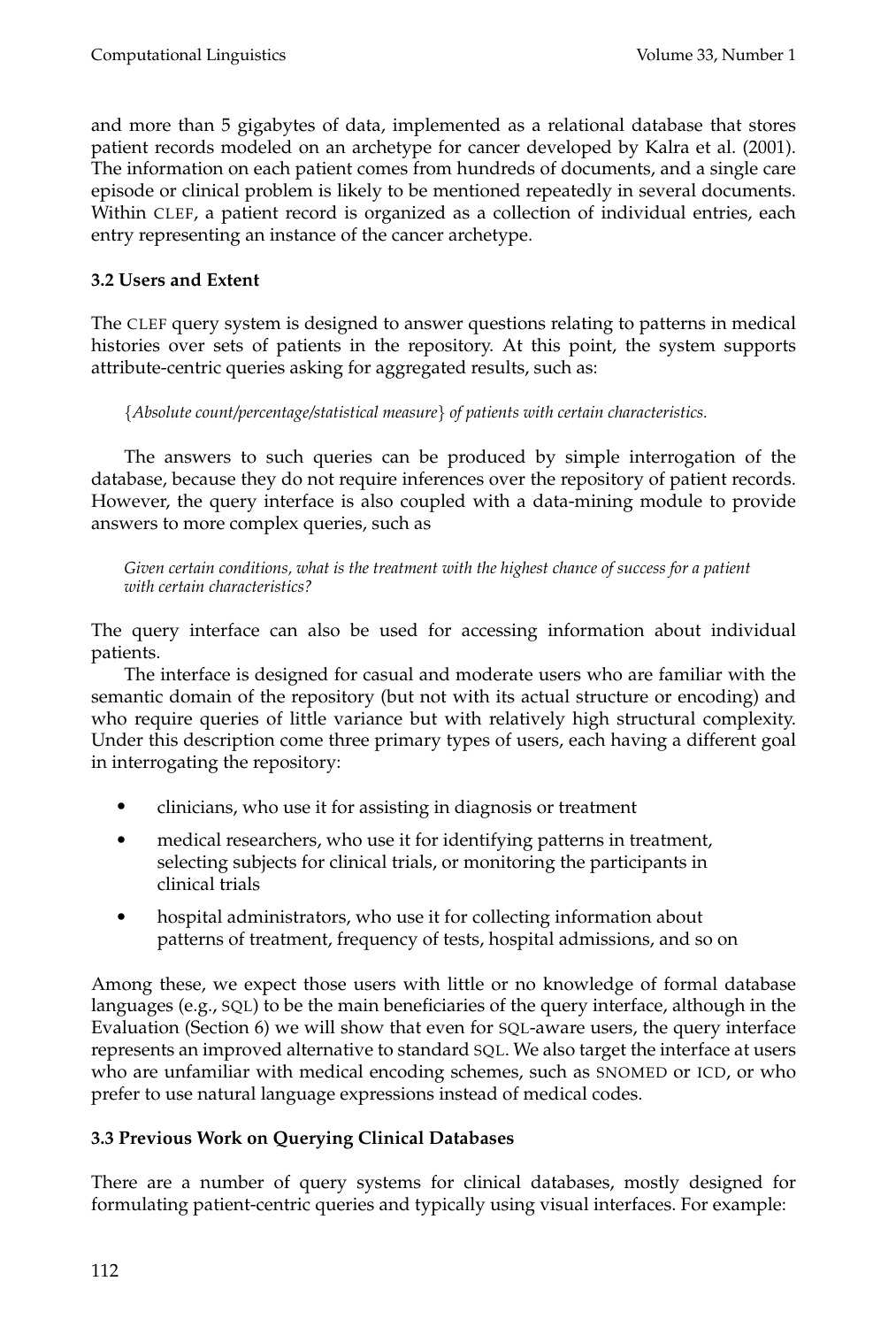and more than 5 gigabytes of data, implemented as a relational database that stores patient records modeled on an archetype for cancer developed by Kalra et al. (2001). The information on each patient comes from hundreds of documents, and a single care episode or clinical problem is likely to be mentioned repeatedly in several documents. Within CLEF, a patient record is organized as a collection of individual entries, each entry representing an instance of the cancer archetype.

### 3.2 Users and Extent

The CLEF query system is designed to answer questions relating to patterns in medical histories over sets of patients in the repository. At this point, the system supports attribute-centric queries asking for aggregated results, such as:

> {*Absolute count/percentage/statistical measure*} *of patients with certain characteristics.*

The answers to such queries can be produced by simple interrogation of the database, because they do not require inferences over the repository of patient records. However, the query interface is also coupled with a data-mining module to provide answers to more complex queries, such as

> *Given certain conditions, what is the treatment with the highest chance of success for a patient with certain characteristics?*

The query interface can also be used for accessing information about individual patients.

The interface is designed for casual and moderate users who are familiar with the semantic domain of the repository (but not with its actual structure or encoding) and who require queries of little variance but with relatively high structural complexity. Under this description come three primary types of users, each having a different goal in interrogating the repository:

- clinicians, who use it for assisting in diagnosis or treatment
- medical researchers, who use it for identifying patterns in treatment, selecting subjects for clinical trials, or monitoring the participants in clinical trials
- hospital administrators, who use it for collecting information about patterns of treatment, frequency of tests, hospital admissions, and so on

Among these, we expect those users with little or no knowledge of formal database languages (e.g., SQL) to be the main beneficiaries of the query interface, although in the Evaluation (Section 6) we will show that even for SQL-aware users, the query interface represents an improved alternative to standard SQL. We also target the interface at users who are unfamiliar with medical encoding schemes, such as SNOMED or ICD, or who prefer to use natural language expressions instead of medical codes.

### 3.3 Previous Work on Querying Clinical Databases

There are a number of query systems for clinical databases, mostly designed for formulating patient-centric queries and typically using visual interfaces. For example: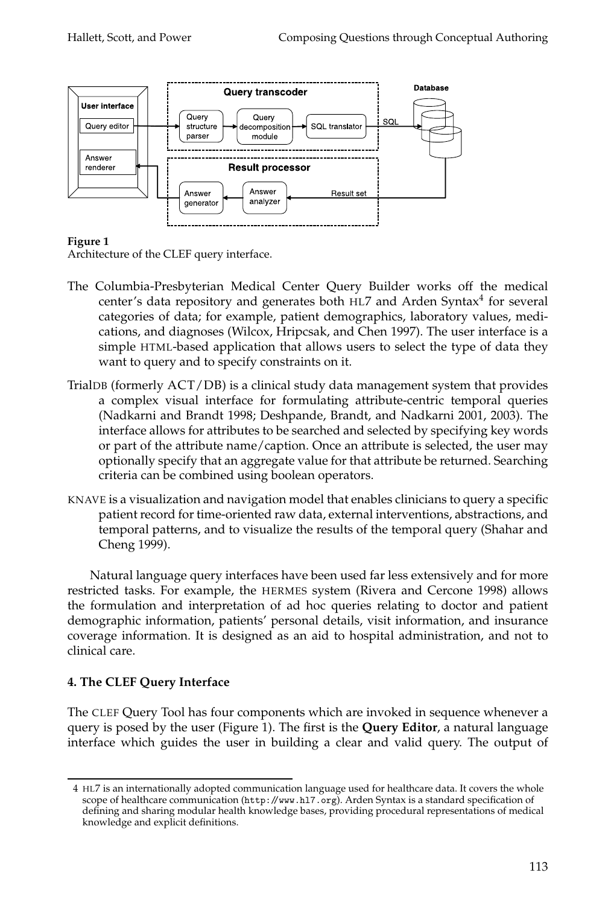**Figure 1**
Architecture of the CLEF query interface.

The Columbia-Presbyterian Medical Center Query Builder works off the medical center's data repository and generates both HL7 and Arden Syntax[4] for several categories of data; for example, patient demographics, laboratory values, medications, and diagnoses (Wilcox, Hripcsak, and Chen 1997). The user interface is a simple HTML-based application that allows users to select the type of data they want to query and to specify constraints on it.

TrialDB (formerly ACT/DB) is a clinical study data management system that provides a complex visual interface for formulating attribute-centric temporal queries (Nadkarni and Brandt 1998; Deshpande, Brandt, and Nadkarni 2001, 2003). The interface allows for attributes to be searched and selected by specifying key words or part of the attribute name/caption. Once an attribute is selected, the user may optionally specify that an aggregate value for that attribute be returned. Searching criteria can be combined using boolean operators.

KNAVE is a visualization and navigation model that enables clinicians to query a specific patient record for time-oriented raw data, external interventions, abstractions, and temporal patterns, and to visualize the results of the temporal query (Shahar and Cheng 1999).

Natural language query interfaces have been used far less extensively and for more restricted tasks. For example, the HERMES system (Rivera and Cercone 1998) allows the formulation and interpretation of ad hoc queries relating to doctor and patient demographic information, patients' personal details, visit information, and insurance coverage information. It is designed as an aid to hospital administration, and not to clinical care.

## 4. The CLEF Query Interface

The CLEF Query Tool has four components which are invoked in sequence whenever a query is posed by the user (Figure 1). The first is the **Query Editor**, a natural language interface which guides the user in building a clear and valid query. The output of

4 HL7 is an internationally adopted communication language used for healthcare data. It covers the whole scope of healthcare communication (http://www.hl7.org). Arden Syntax is a standard specification of defining and sharing modular health knowledge bases, providing procedural representations of medical knowledge and explicit definitions.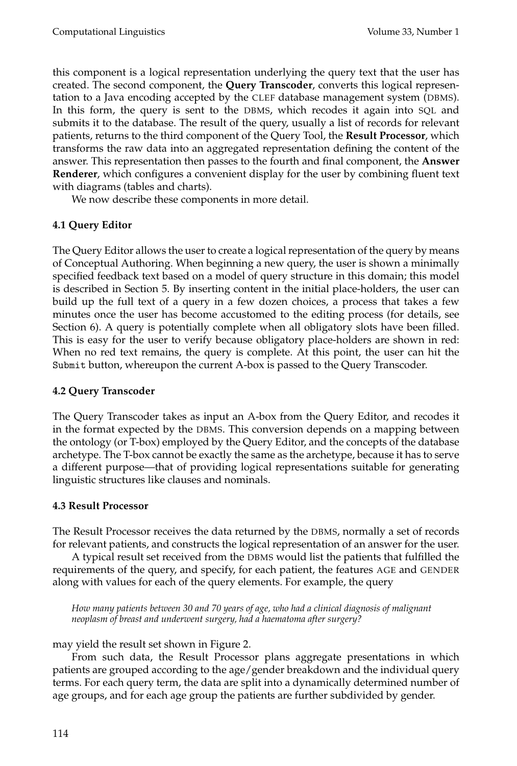this component is a logical representation underlying the query text that the user has created. The second component, the **Query Transcoder**, converts this logical representation to a Java encoding accepted by the CLEF database management system (DBMS). In this form, the query is sent to the DBMS, which recodes it again into SQL and submits it to the database. The result of the query, usually a list of records for relevant patients, returns to the third component of the Query Tool, the **Result Processor**, which transforms the raw data into an aggregated representation defining the content of the answer. This representation then passes to the fourth and final component, the **Answer Renderer**, which configures a convenient display for the user by combining fluent text with diagrams (tables and charts).

We now describe these components in more detail.

### 4.1 Query Editor

The Query Editor allows the user to create a logical representation of the query by means of Conceptual Authoring. When beginning a new query, the user is shown a minimally specified feedback text based on a model of query structure in this domain; this model is described in Section 5. By inserting content in the initial place-holders, the user can build up the full text of a query in a few dozen choices, a process that takes a few minutes once the user has become accustomed to the editing process (for details, see Section 6). A query is potentially complete when all obligatory slots have been filled. This is easy for the user to verify because obligatory place-holders are shown in red: When no red text remains, the query is complete. At this point, the user can hit the `Submit` button, whereupon the current A-box is passed to the Query Transcoder.

### 4.2 Query Transcoder

The Query Transcoder takes as input an A-box from the Query Editor, and recodes it in the format expected by the DBMS. This conversion depends on a mapping between the ontology (or T-box) employed by the Query Editor, and the concepts of the database archetype. The T-box cannot be exactly the same as the archetype, because it has to serve a different purpose—that of providing logical representations suitable for generating linguistic structures like clauses and nominals.

### 4.3 Result Processor

The Result Processor receives the data returned by the DBMS, normally a set of records for relevant patients, and constructs the logical representation of an answer for the user.

A typical result set received from the DBMS would list the patients that fulfilled the requirements of the query, and specify, for each patient, the features AGE and GENDER along with values for each of the query elements. For example, the query

> *How many patients between 30 and 70 years of age, who had a clinical diagnosis of malignant neoplasm of breast and underwent surgery, had a haematoma after surgery?*

may yield the result set shown in Figure 2.

From such data, the Result Processor plans aggregate presentations in which patients are grouped according to the age/gender breakdown and the individual query terms. For each query term, the data are split into a dynamically determined number of age groups, and for each age group the patients are further subdivided by gender.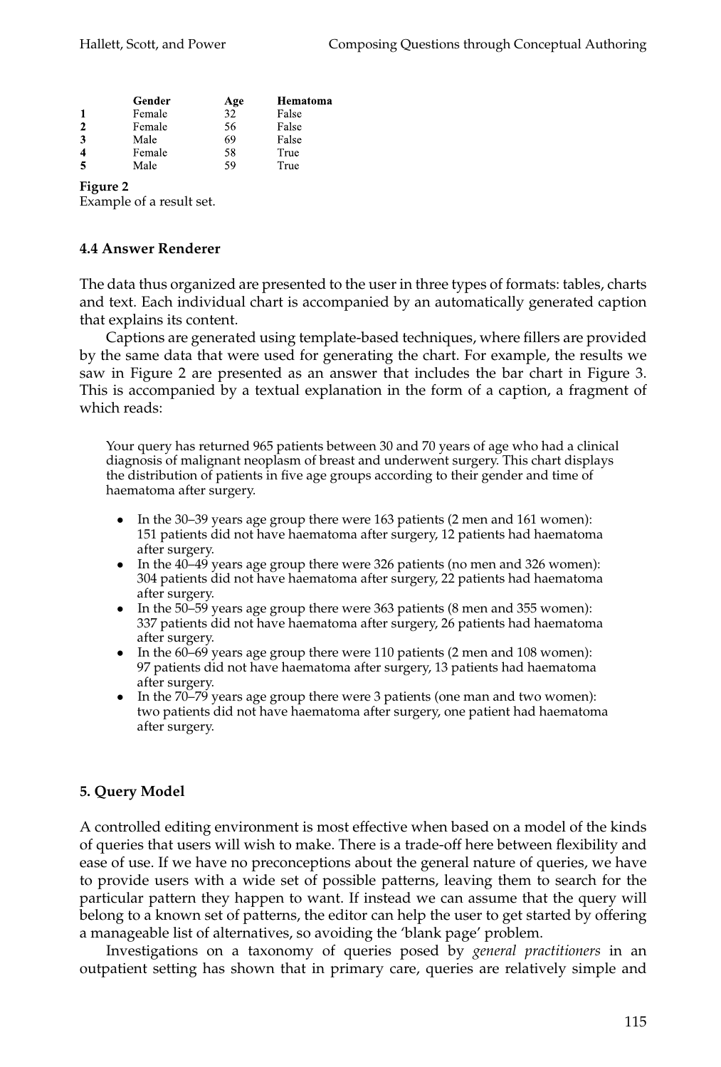|  | Gender | Age | Hematoma |
|---|---|---|---|
| 1 | Female | 32 | False |
| 2 | Female | 56 | False |
| 3 | Male | 69 | False |
| 4 | Female | 58 | True |
| 5 | Male | 59 | True |

**Figure 2**
Example of a result set.

### 4.4 Answer Renderer

The data thus organized are presented to the user in three types of formats: tables, charts and text. Each individual chart is accompanied by an automatically generated caption that explains its content.

Captions are generated using template-based techniques, where fillers are provided by the same data that were used for generating the chart. For example, the results we saw in Figure 2 are presented as an answer that includes the bar chart in Figure 3. This is accompanied by a textual explanation in the form of a caption, a fragment of which reads:

> Your query has returned 965 patients between 30 and 70 years of age who had a clinical diagnosis of malignant neoplasm of breast and underwent surgery. This chart displays the distribution of patients in five age groups according to their gender and time of haematoma after surgery.
>
> - In the 30–39 years age group there were 163 patients (2 men and 161 women): 151 patients did not have haematoma after surgery, 12 patients had haematoma after surgery.
> - In the 40–49 years age group there were 326 patients (no men and 326 women): 304 patients did not have haematoma after surgery, 22 patients had haematoma after surgery.
> - In the 50–59 years age group there were 363 patients (8 men and 355 women): 337 patients did not have haematoma after surgery, 26 patients had haematoma after surgery.
> - In the 60–69 years age group there were 110 patients (2 men and 108 women): 97 patients did not have haematoma after surgery, 13 patients had haematoma after surgery.
> - In the 70–79 years age group there were 3 patients (one man and two women): two patients did not have haematoma after surgery, one patient had haematoma after surgery.

## 5. Query Model

A controlled editing environment is most effective when based on a model of the kinds of queries that users will wish to make. There is a trade-off here between flexibility and ease of use. If we have no preconceptions about the general nature of queries, we have to provide users with a wide set of possible patterns, leaving them to search for the particular pattern they happen to want. If instead we can assume that the query will belong to a known set of patterns, the editor can help the user to get started by offering a manageable list of alternatives, so avoiding the 'blank page' problem.

Investigations on a taxonomy of queries posed by *general practitioners* in an outpatient setting has shown that in primary care, queries are relatively simple and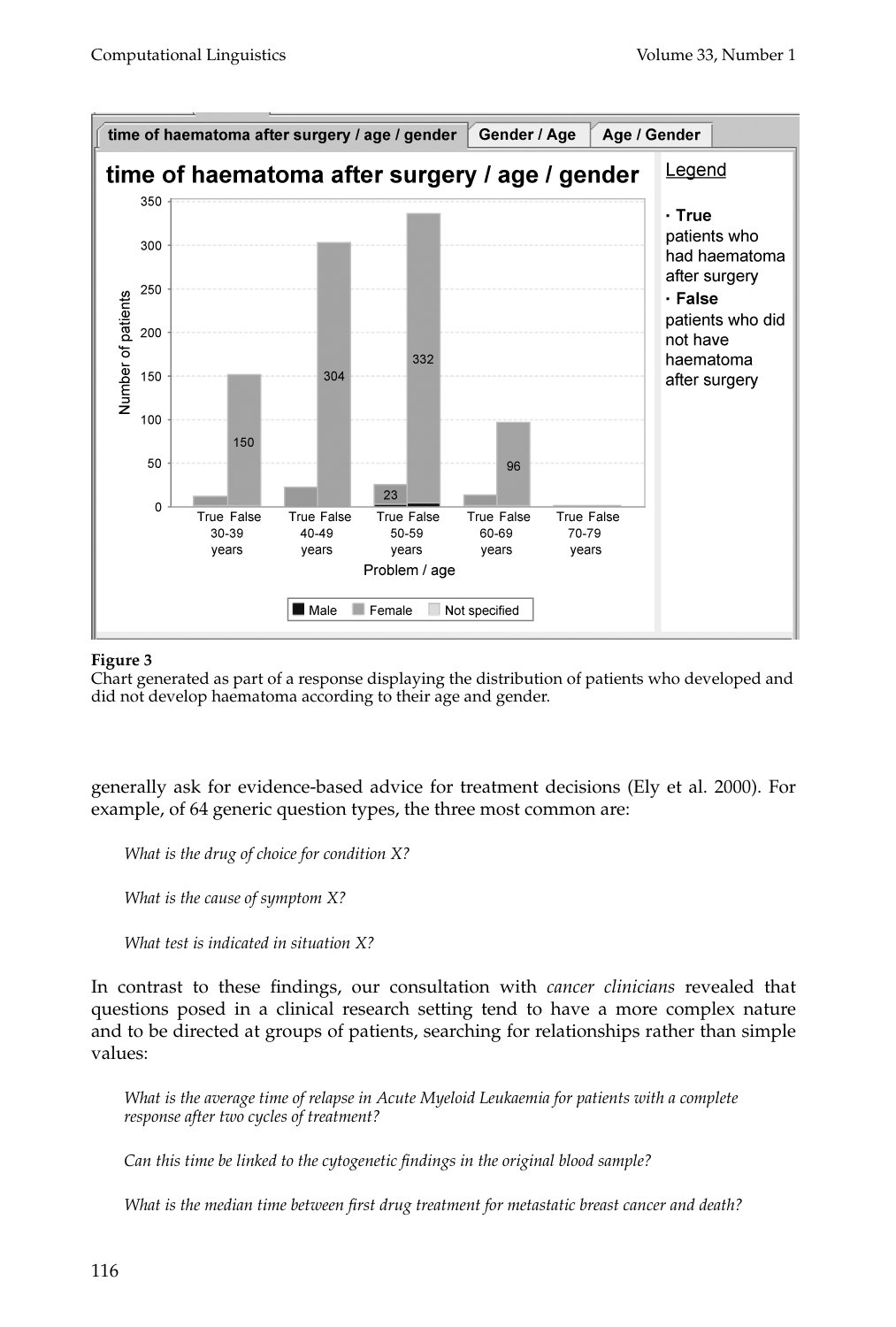Figure 3
Chart generated as part of a response displaying the distribution of patients who developed and did not develop haematoma according to their age and gender.

generally ask for evidence-based advice for treatment decisions (Ely et al. 2000). For example, of 64 generic question types, the three most common are:

*What is the drug of choice for condition X?*

*What is the cause of symptom X?*

*What test is indicated in situation X?*

In contrast to these findings, our consultation with *cancer clinicians* revealed that questions posed in a clinical research setting tend to have a more complex nature and to be directed at groups of patients, searching for relationships rather than simple values:

*What is the average time of relapse in Acute Myeloid Leukaemia for patients with a complete response after two cycles of treatment?*

*Can this time be linked to the cytogenetic findings in the original blood sample?*

*What is the median time between first drug treatment for metastatic breast cancer and death?*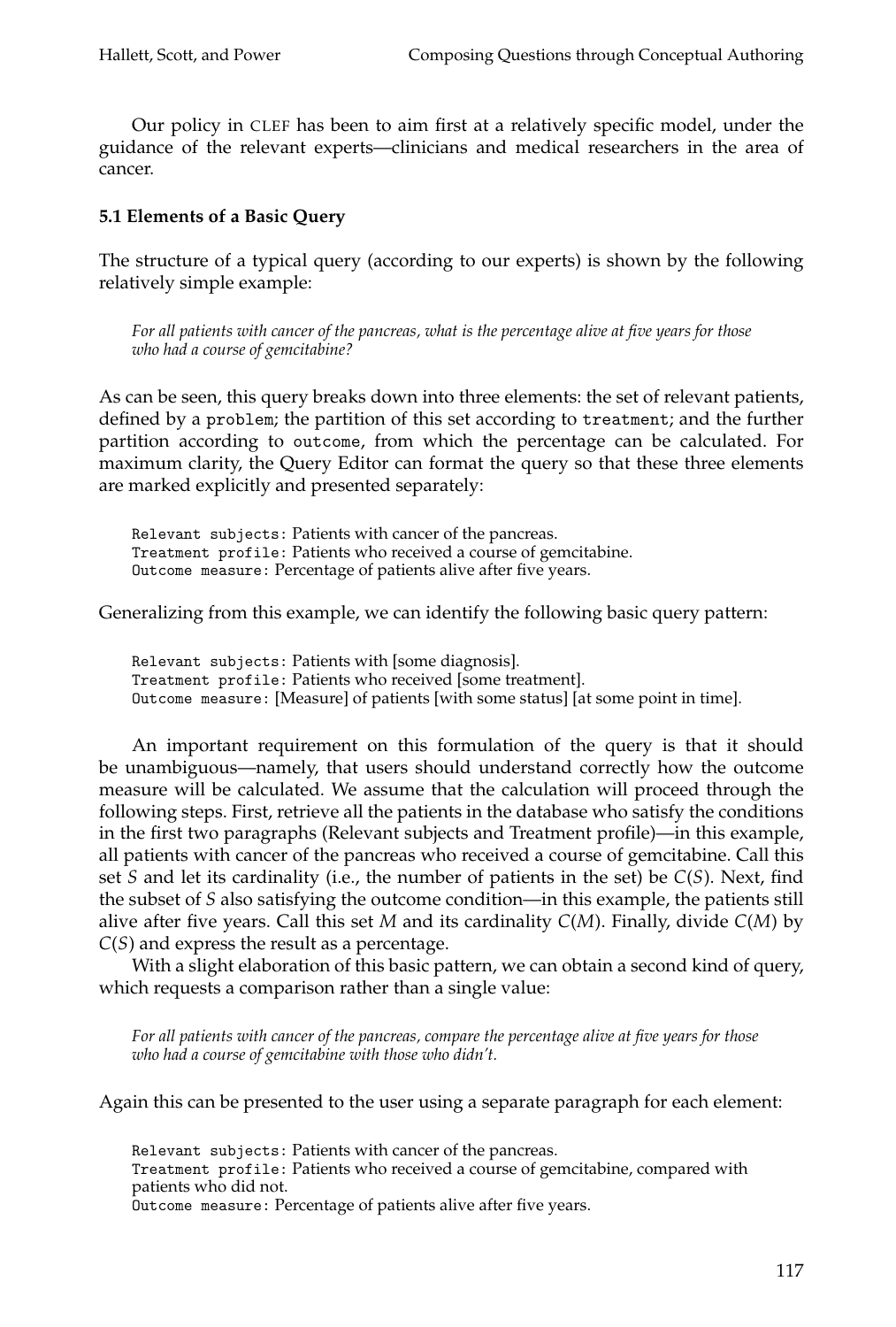Our policy in CLEF has been to aim first at a relatively specific model, under the guidance of the relevant experts—clinicians and medical researchers in the area of cancer.

### 5.1 Elements of a Basic Query

The structure of a typical query (according to our experts) is shown by the following relatively simple example:

> *For all patients with cancer of the pancreas, what is the percentage alive at five years for those who had a course of gemcitabine?*

As can be seen, this query breaks down into three elements: the set of relevant patients, defined by a `problem`; the partition of this set according to `treatment`; and the further partition according to `outcome`, from which the percentage can be calculated. For maximum clarity, the Query Editor can format the query so that these three elements are marked explicitly and presented separately:

> `Relevant subjects:` Patients with cancer of the pancreas.
> `Treatment profile:` Patients who received a course of gemcitabine.
> `Outcome measure:` Percentage of patients alive after five years.

Generalizing from this example, we can identify the following basic query pattern:

> `Relevant subjects:` Patients with [some diagnosis].
> `Treatment profile:` Patients who received [some treatment].
> `Outcome measure:` [Measure] of patients [with some status] [at some point in time].

An important requirement on this formulation of the query is that it should be unambiguous—namely, that users should understand correctly how the outcome measure will be calculated. We assume that the calculation will proceed through the following steps. First, retrieve all the patients in the database who satisfy the conditions in the first two paragraphs (Relevant subjects and Treatment profile)—in this example, all patients with cancer of the pancreas who received a course of gemcitabine. Call this set $S$ and let its cardinality (i.e., the number of patients in the set) be $C(S)$. Next, find the subset of $S$ also satisfying the outcome condition—in this example, the patients still alive after five years. Call this set $M$ and its cardinality $C(M)$. Finally, divide $C(M)$ by $C(S)$ and express the result as a percentage.

With a slight elaboration of this basic pattern, we can obtain a second kind of query, which requests a comparison rather than a single value:

> *For all patients with cancer of the pancreas, compare the percentage alive at five years for those who had a course of gemcitabine with those who didn't.*

Again this can be presented to the user using a separate paragraph for each element:

> `Relevant subjects:` Patients with cancer of the pancreas.
> `Treatment profile:` Patients who received a course of gemcitabine, compared with patients who did not.
> `Outcome measure:` Percentage of patients alive after five years.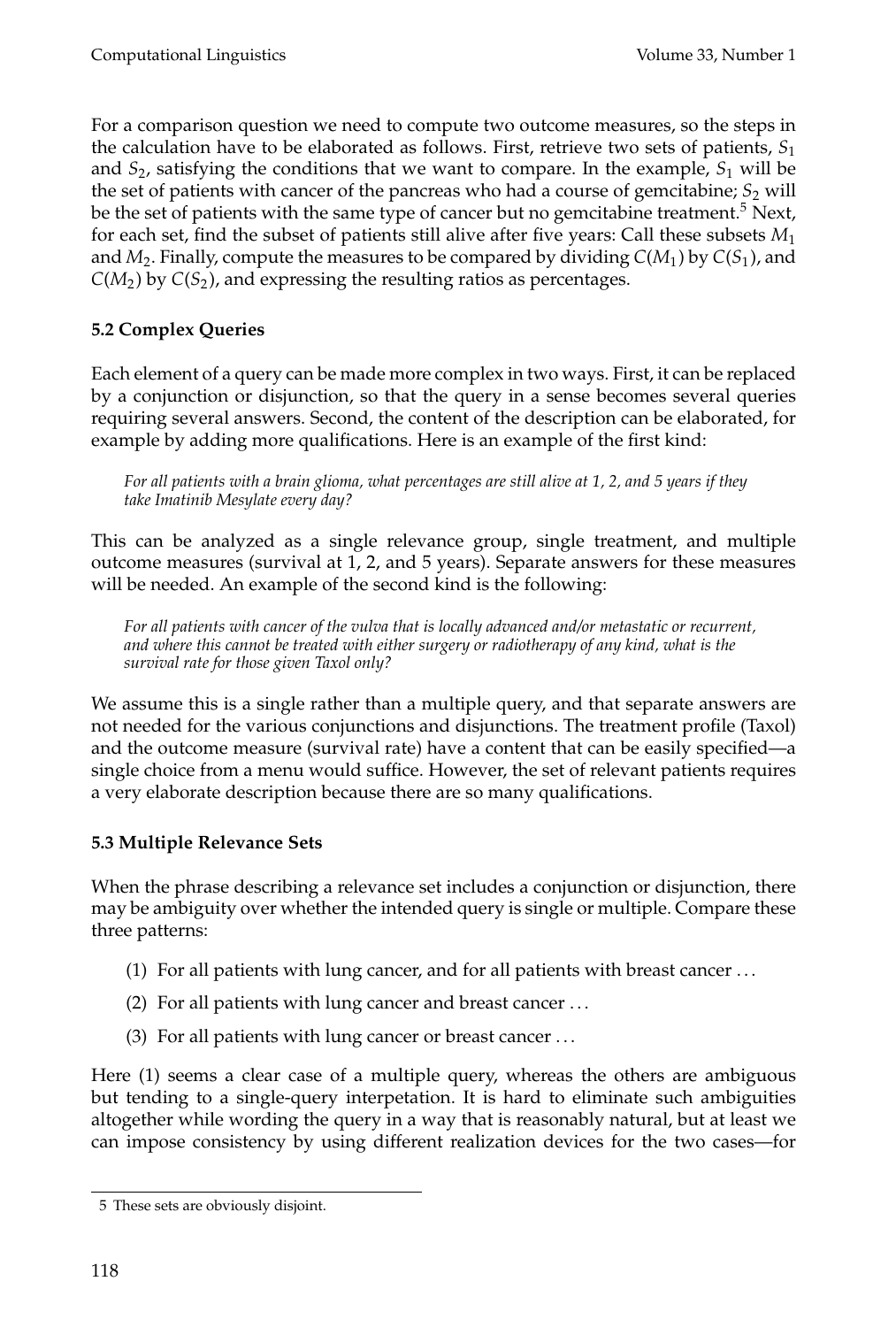For a comparison question we need to compute two outcome measures, so the steps in the calculation have to be elaborated as follows. First, retrieve two sets of patients, $S_1$ and $S_2$, satisfying the conditions that we want to compare. In the example, $S_1$ will be the set of patients with cancer of the pancreas who had a course of gemcitabine; $S_2$ will be the set of patients with the same type of cancer but no gemcitabine treatment.[5] Next, for each set, find the subset of patients still alive after five years: Call these subsets $M_1$ and $M_2$. Finally, compute the measures to be compared by dividing $C(M_1)$ by $C(S_1)$, and $C(M_2)$ by $C(S_2)$, and expressing the resulting ratios as percentages.

### 5.2 Complex Queries

Each element of a query can be made more complex in two ways. First, it can be replaced by a conjunction or disjunction, so that the query in a sense becomes several queries requiring several answers. Second, the content of the description can be elaborated, for example by adding more qualifications. Here is an example of the first kind:

> *For all patients with a brain glioma, what percentages are still alive at 1, 2, and 5 years if they take Imatinib Mesylate every day?*

This can be analyzed as a single relevance group, single treatment, and multiple outcome measures (survival at 1, 2, and 5 years). Separate answers for these measures will be needed. An example of the second kind is the following:

> *For all patients with cancer of the vulva that is locally advanced and/or metastatic or recurrent, and where this cannot be treated with either surgery or radiotherapy of any kind, what is the survival rate for those given Taxol only?*

We assume this is a single rather than a multiple query, and that separate answers are not needed for the various conjunctions and disjunctions. The treatment profile (Taxol) and the outcome measure (survival rate) have a content that can be easily specified—a single choice from a menu would suffice. However, the set of relevant patients requires a very elaborate description because there are so many qualifications.

### 5.3 Multiple Relevance Sets

When the phrase describing a relevance set includes a conjunction or disjunction, there may be ambiguity over whether the intended query is single or multiple. Compare these three patterns:

(1) For all patients with lung cancer, and for all patients with breast cancer ...

(2) For all patients with lung cancer and breast cancer ...

(3) For all patients with lung cancer or breast cancer ...

Here (1) seems a clear case of a multiple query, whereas the others are ambiguous but tending to a single-query interpetation. It is hard to eliminate such ambiguities altogether while wording the query in a way that is reasonably natural, but at least we can impose consistency by using different realization devices for the two cases—for

---

5 These sets are obviously disjoint.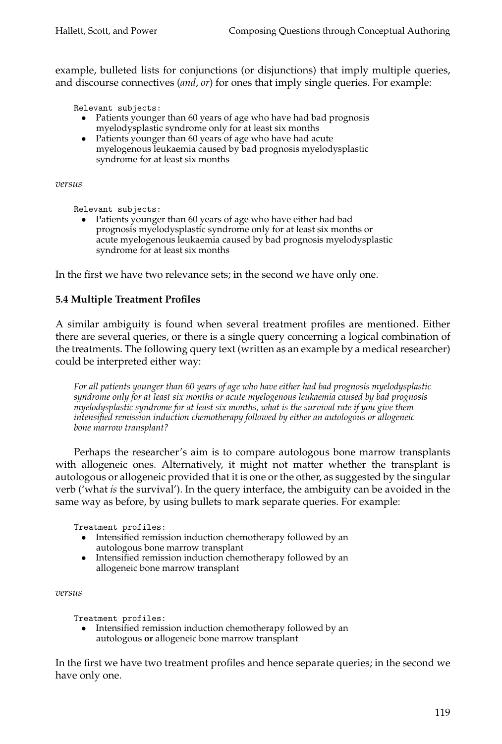example, bulleted lists for conjunctions (or disjunctions) that imply multiple queries, and discourse connectives (*and*, *or*) for ones that imply single queries. For example:

```
Relevant subjects:
```

- Patients younger than 60 years of age who have had bad prognosis myelodysplastic syndrome only for at least six months
- Patients younger than 60 years of age who have had acute myelogenous leukaemia caused by bad prognosis myelodysplastic syndrome for at least six months

*versus*

```
Relevant subjects:
```

- Patients younger than 60 years of age who have either had bad prognosis myelodysplastic syndrome only for at least six months or acute myelogenous leukaemia caused by bad prognosis myelodysplastic syndrome for at least six months

In the first we have two relevance sets; in the second we have only one.

### 5.4 Multiple Treatment Profiles

A similar ambiguity is found when several treatment profiles are mentioned. Either there are several queries, or there is a single query concerning a logical combination of the treatments. The following query text (written as an example by a medical researcher) could be interpreted either way:

> *For all patients younger than 60 years of age who have either had bad prognosis myelodysplastic syndrome only for at least six months or acute myelogenous leukaemia caused by bad prognosis myelodysplastic syndrome for at least six months, what is the survival rate if you give them intensified remission induction chemotherapy followed by either an autologous or allogeneic bone marrow transplant?*

Perhaps the researcher's aim is to compare autologous bone marrow transplants with allogeneic ones. Alternatively, it might not matter whether the transplant is autologous or allogeneic provided that it is one or the other, as suggested by the singular verb ('what *is* the survival'). In the query interface, the ambiguity can be avoided in the same way as before, by using bullets to mark separate queries. For example:

```
Treatment profiles:
```

- Intensified remission induction chemotherapy followed by an autologous bone marrow transplant
- Intensified remission induction chemotherapy followed by an allogeneic bone marrow transplant

*versus*

```
Treatment profiles:
```

- Intensified remission induction chemotherapy followed by an autologous **or** allogeneic bone marrow transplant

In the first we have two treatment profiles and hence separate queries; in the second we have only one.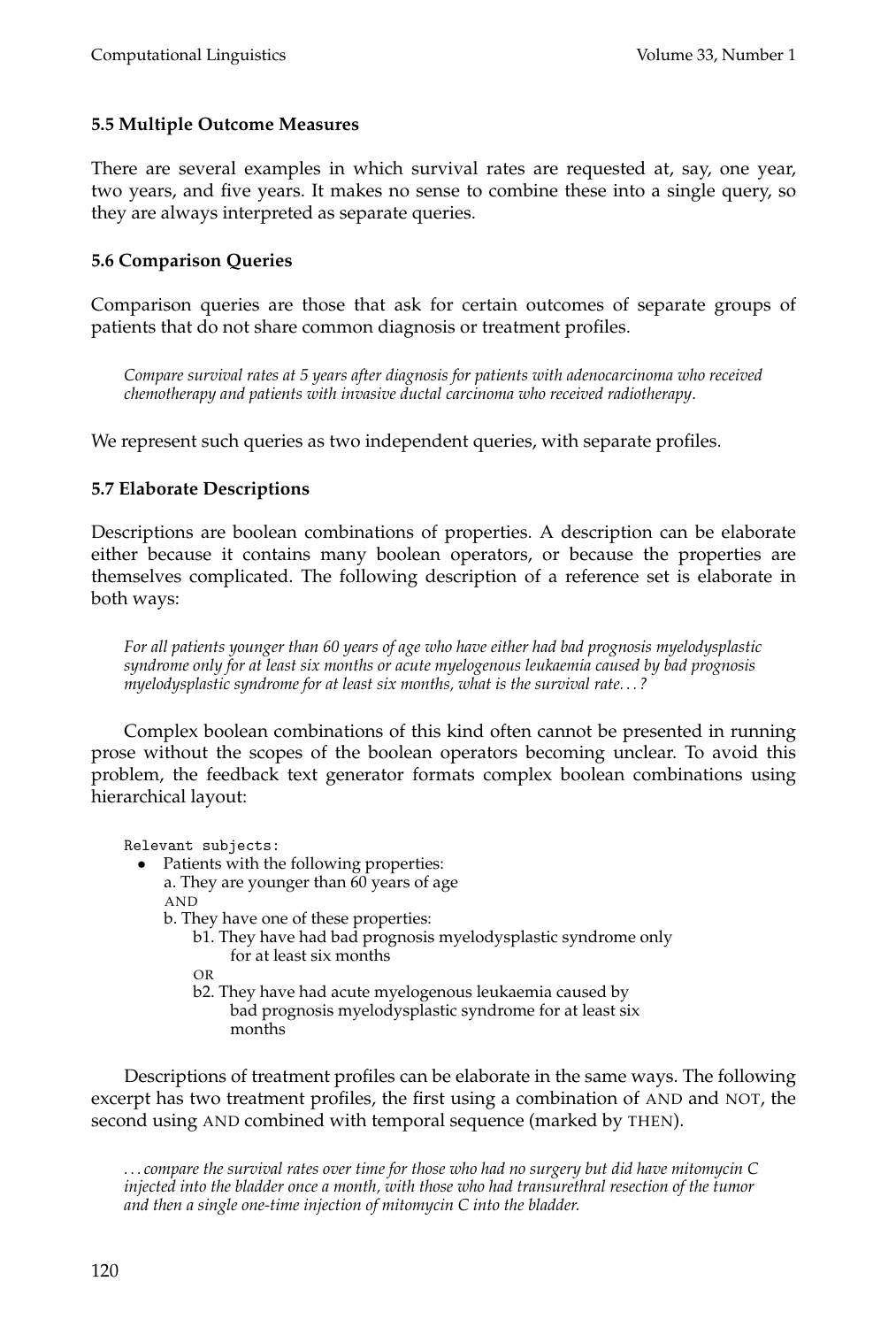### 5.5 Multiple Outcome Measures

There are several examples in which survival rates are requested at, say, one year, two years, and five years. It makes no sense to combine these into a single query, so they are always interpreted as separate queries.

### 5.6 Comparison Queries

Comparison queries are those that ask for certain outcomes of separate groups of patients that do not share common diagnosis or treatment profiles.

> *Compare survival rates at 5 years after diagnosis for patients with adenocarcinoma who received chemotherapy and patients with invasive ductal carcinoma who received radiotherapy.*

We represent such queries as two independent queries, with separate profiles.

### 5.7 Elaborate Descriptions

Descriptions are boolean combinations of properties. A description can be elaborate either because it contains many boolean operators, or because the properties are themselves complicated. The following description of a reference set is elaborate in both ways:

> *For all patients younger than 60 years of age who have either had bad prognosis myelodysplastic syndrome only for at least six months or acute myelogenous leukaemia caused by bad prognosis myelodysplastic syndrome for at least six months, what is the survival rate...?*

Complex boolean combinations of this kind often cannot be presented in running prose without the scopes of the boolean operators becoming unclear. To avoid this problem, the feedback text generator formats complex boolean combinations using hierarchical layout:

```
Relevant subjects:
  • Patients with the following properties:
      a. They are younger than 60 years of age
      AND
      b. They have one of these properties:
          b1. They have had bad prognosis myelodysplastic syndrome only
                for at least six months
          OR
          b2. They have had acute myelogenous leukaemia caused by
                bad prognosis myelodysplastic syndrome for at least six
                months
```

Descriptions of treatment profiles can be elaborate in the same ways. The following excerpt has two treatment profiles, the first using a combination of AND and NOT, the second using AND combined with temporal sequence (marked by THEN).

> *... compare the survival rates over time for those who had no surgery but did have mitomycin C injected into the bladder once a month, with those who had transurethral resection of the tumor and then a single one-time injection of mitomycin C into the bladder.*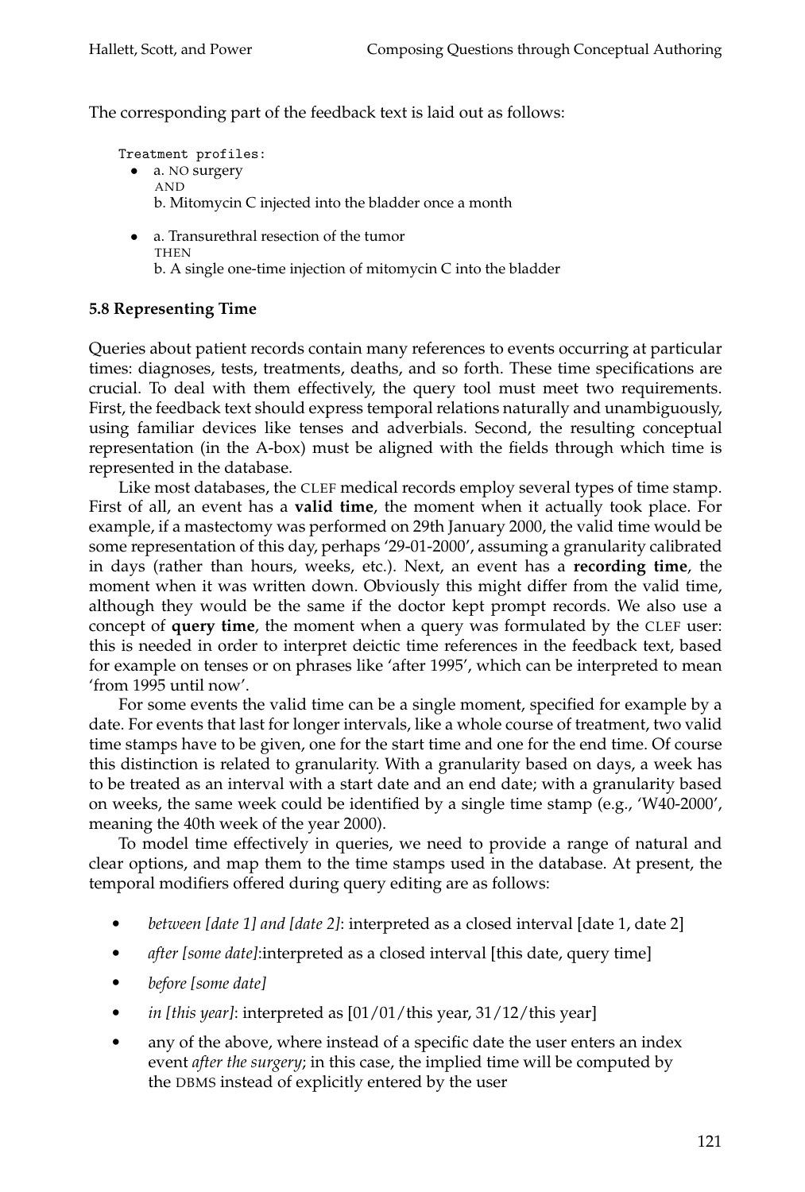The corresponding part of the feedback text is laid out as follows:

```
Treatment profiles:
```

- a. NO surgery
  AND
  b. Mitomycin C injected into the bladder once a month

- a. Transurethral resection of the tumor
  THEN
  b. A single one-time injection of mitomycin C into the bladder

### 5.8 Representing Time

Queries about patient records contain many references to events occurring at particular times: diagnoses, tests, treatments, deaths, and so forth. These time specifications are crucial. To deal with them effectively, the query tool must meet two requirements. First, the feedback text should express temporal relations naturally and unambiguously, using familiar devices like tenses and adverbials. Second, the resulting conceptual representation (in the A-box) must be aligned with the fields through which time is represented in the database.

Like most databases, the CLEF medical records employ several types of time stamp. First of all, an event has a **valid time**, the moment when it actually took place. For example, if a mastectomy was performed on 29th January 2000, the valid time would be some representation of this day, perhaps '29-01-2000', assuming a granularity calibrated in days (rather than hours, weeks, etc.). Next, an event has a **recording time**, the moment when it was written down. Obviously this might differ from the valid time, although they would be the same if the doctor kept prompt records. We also use a concept of **query time**, the moment when a query was formulated by the CLEF user: this is needed in order to interpret deictic time references in the feedback text, based for example on tenses or on phrases like 'after 1995', which can be interpreted to mean 'from 1995 until now'.

For some events the valid time can be a single moment, specified for example by a date. For events that last for longer intervals, like a whole course of treatment, two valid time stamps have to be given, one for the start time and one for the end time. Of course this distinction is related to granularity. With a granularity based on days, a week has to be treated as an interval with a start date and an end date; with a granularity based on weeks, the same week could be identified by a single time stamp (e.g., 'W40-2000', meaning the 40th week of the year 2000).

To model time effectively in queries, we need to provide a range of natural and clear options, and map them to the time stamps used in the database. At present, the temporal modifiers offered during query editing are as follows:

- *between [date 1] and [date 2]*: interpreted as a closed interval [date 1, date 2]
- *after [some date]*:interpreted as a closed interval [this date, query time]
- *before [some date]*
- *in [this year]*: interpreted as [01/01/this year, 31/12/this year]
- any of the above, where instead of a specific date the user enters an index event *after the surgery*; in this case, the implied time will be computed by the DBMS instead of explicitly entered by the user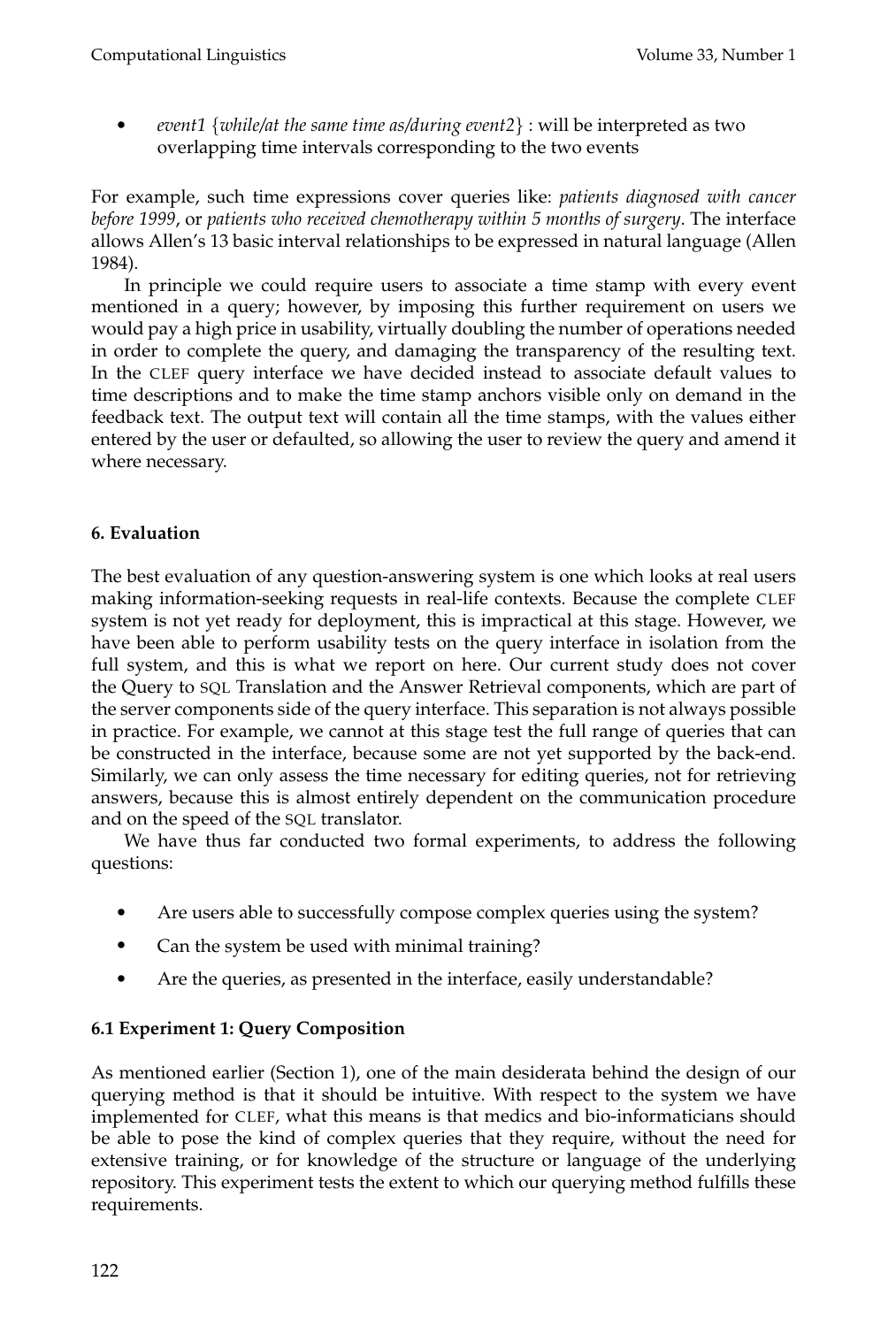- *event1* {*while/at the same time as/during event2*} : will be interpreted as two overlapping time intervals corresponding to the two events

For example, such time expressions cover queries like: *patients diagnosed with cancer before 1999*, or *patients who received chemotherapy within 5 months of surgery*. The interface allows Allen's 13 basic interval relationships to be expressed in natural language (Allen 1984).

In principle we could require users to associate a time stamp with every event mentioned in a query; however, by imposing this further requirement on users we would pay a high price in usability, virtually doubling the number of operations needed in order to complete the query, and damaging the transparency of the resulting text. In the CLEF query interface we have decided instead to associate default values to time descriptions and to make the time stamp anchors visible only on demand in the feedback text. The output text will contain all the time stamps, with the values either entered by the user or defaulted, so allowing the user to review the query and amend it where necessary.

## 6. Evaluation

The best evaluation of any question-answering system is one which looks at real users making information-seeking requests in real-life contexts. Because the complete CLEF system is not yet ready for deployment, this is impractical at this stage. However, we have been able to perform usability tests on the query interface in isolation from the full system, and this is what we report on here. Our current study does not cover the Query to SQL Translation and the Answer Retrieval components, which are part of the server components side of the query interface. This separation is not always possible in practice. For example, we cannot at this stage test the full range of queries that can be constructed in the interface, because some are not yet supported by the back-end. Similarly, we can only assess the time necessary for editing queries, not for retrieving answers, because this is almost entirely dependent on the communication procedure and on the speed of the SQL translator.

We have thus far conducted two formal experiments, to address the following questions:

- Are users able to successfully compose complex queries using the system?
- Can the system be used with minimal training?
- Are the queries, as presented in the interface, easily understandable?

### 6.1 Experiment 1: Query Composition

As mentioned earlier (Section 1), one of the main desiderata behind the design of our querying method is that it should be intuitive. With respect to the system we have implemented for CLEF, what this means is that medics and bio-informaticians should be able to pose the kind of complex queries that they require, without the need for extensive training, or for knowledge of the structure or language of the underlying repository. This experiment tests the extent to which our querying method fulfills these requirements.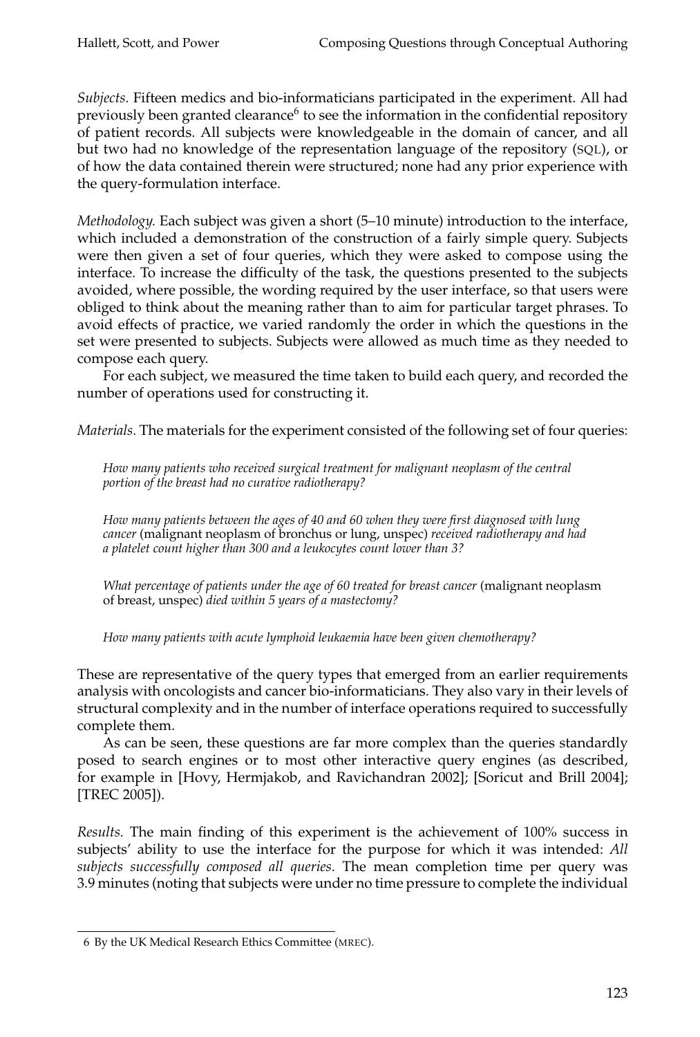*Subjects.* Fifteen medics and bio-informaticians participated in the experiment. All had previously been granted clearance[6] to see the information in the confidential repository of patient records. All subjects were knowledgeable in the domain of cancer, and all but two had no knowledge of the representation language of the repository (SQL), or of how the data contained therein were structured; none had any prior experience with the query-formulation interface.

*Methodology.* Each subject was given a short (5–10 minute) introduction to the interface, which included a demonstration of the construction of a fairly simple query. Subjects were then given a set of four queries, which they were asked to compose using the interface. To increase the difficulty of the task, the questions presented to the subjects avoided, where possible, the wording required by the user interface, so that users were obliged to think about the meaning rather than to aim for particular target phrases. To avoid effects of practice, we varied randomly the order in which the questions in the set were presented to subjects. Subjects were allowed as much time as they needed to compose each query.

For each subject, we measured the time taken to build each query, and recorded the number of operations used for constructing it.

*Materials.* The materials for the experiment consisted of the following set of four queries:

> *How many patients who received surgical treatment for malignant neoplasm of the central portion of the breast had no curative radiotherapy?*
>
> *How many patients between the ages of 40 and 60 when they were first diagnosed with lung cancer* (malignant neoplasm of bronchus or lung, unspec) *received radiotherapy and had a platelet count higher than 300 and a leukocytes count lower than 3?*
>
> *What percentage of patients under the age of 60 treated for breast cancer* (malignant neoplasm of breast, unspec) *died within 5 years of a mastectomy?*
>
> *How many patients with acute lymphoid leukaemia have been given chemotherapy?*

These are representative of the query types that emerged from an earlier requirements analysis with oncologists and cancer bio-informaticians. They also vary in their levels of structural complexity and in the number of interface operations required to successfully complete them.

As can be seen, these questions are far more complex than the queries standardly posed to search engines or to most other interactive query engines (as described, for example in [Hovy, Hermjakob, and Ravichandran 2002]; [Soricut and Brill 2004]; [TREC 2005]).

*Results.* The main finding of this experiment is the achievement of 100% success in subjects' ability to use the interface for the purpose for which it was intended: *All subjects successfully composed all queries*. The mean completion time per query was 3.9 minutes (noting that subjects were under no time pressure to complete the individual

---

6 By the UK Medical Research Ethics Committee (MREC).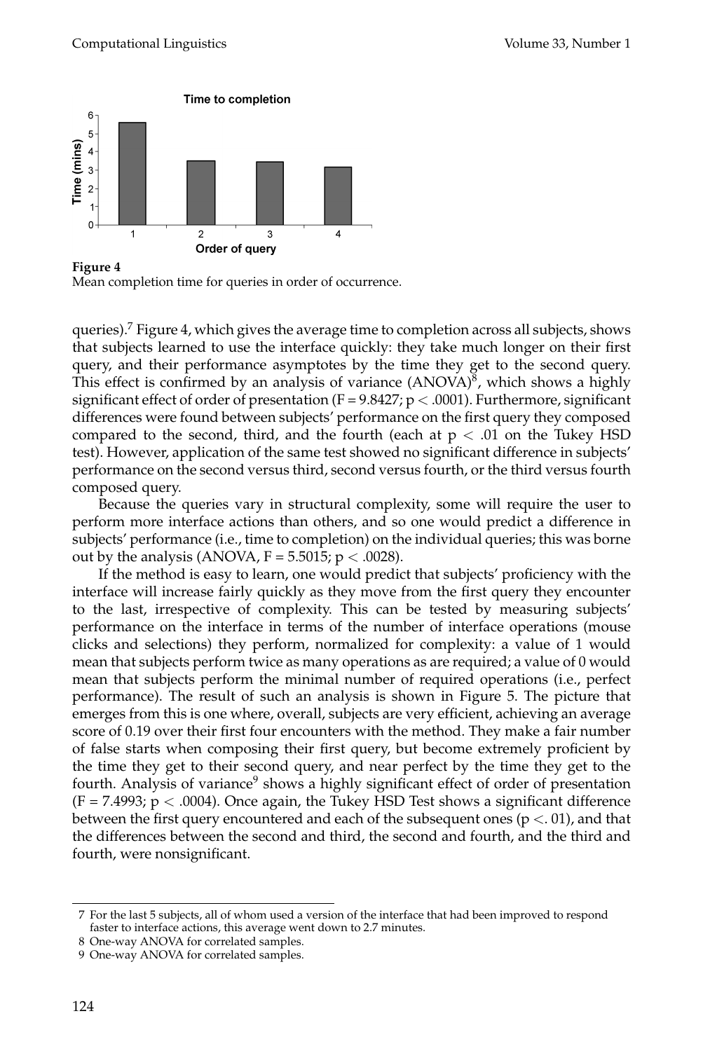**Figure 4**
Mean completion time for queries in order of occurrence.

queries).[7] Figure 4, which gives the average time to completion across all subjects, shows that subjects learned to use the interface quickly: they take much longer on their first query, and their performance asymptotes by the time they get to the second query. This effect is confirmed by an analysis of variance (ANOVA)[8], which shows a highly significant effect of order of presentation ($F = 9.8427$; $p < .0001$). Furthermore, significant differences were found between subjects' performance on the first query they composed compared to the second, third, and the fourth (each at $p < .01$ on the Tukey HSD test). However, application of the same test showed no significant difference in subjects' performance on the second versus third, second versus fourth, or the third versus fourth composed query.

Because the queries vary in structural complexity, some will require the user to perform more interface actions than others, and so one would predict a difference in subjects' performance (i.e., time to completion) on the individual queries; this was borne out by the analysis (ANOVA, $F = 5.5015$; $p < .0028$).

If the method is easy to learn, one would predict that subjects' proficiency with the interface will increase fairly quickly as they move from the first query they encounter to the last, irrespective of complexity. This can be tested by measuring subjects' performance on the interface in terms of the number of interface operations (mouse clicks and selections) they perform, normalized for complexity: a value of 1 would mean that subjects perform twice as many operations as are required; a value of 0 would mean that subjects perform the minimal number of required operations (i.e., perfect performance). The result of such an analysis is shown in Figure 5. The picture that emerges from this is one where, overall, subjects are very efficient, achieving an average score of 0.19 over their first four encounters with the method. They make a fair number of false starts when composing their first query, but become extremely proficient by the time they get to their second query, and near perfect by the time they get to the fourth. Analysis of variance[9] shows a highly significant effect of order of presentation ($F = 7.4993$; $p < .0004$). Once again, the Tukey HSD Test shows a significant difference between the first query encountered and each of the subsequent ones ($p < .01$), and that the differences between the second and third, the second and fourth, and the third and fourth, were nonsignificant.

---

7 For the last 5 subjects, all of whom used a version of the interface that had been improved to respond faster to interface actions, this average went down to 2.7 minutes.

8 One-way ANOVA for correlated samples.

9 One-way ANOVA for correlated samples.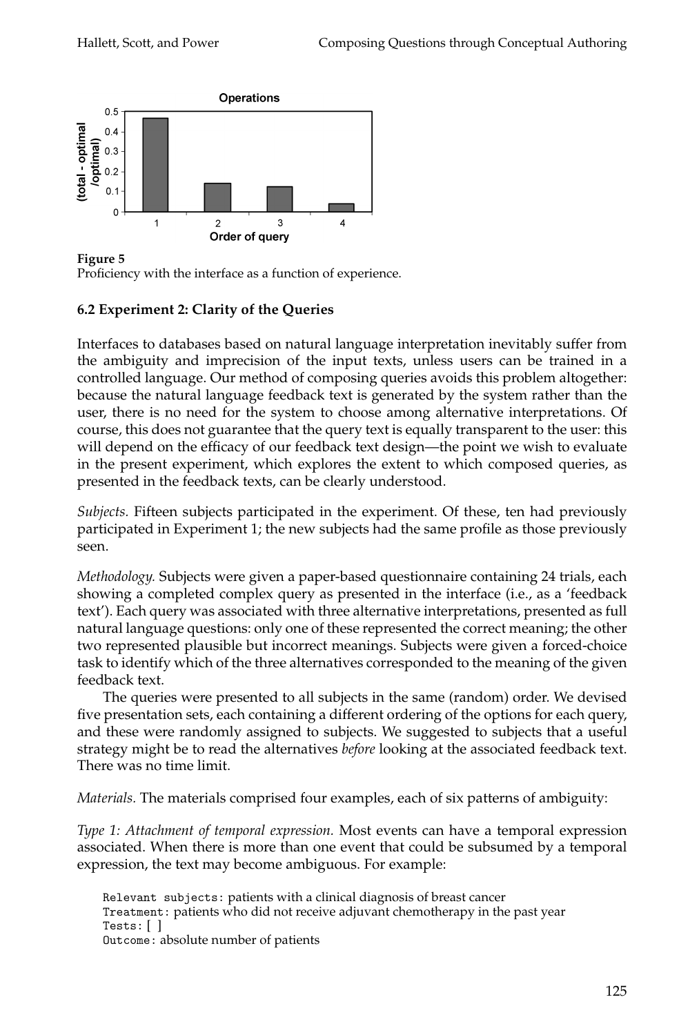**Figure 5**
Proficiency with the interface as a function of experience.

### 6.2 Experiment 2: Clarity of the Queries

Interfaces to databases based on natural language interpretation inevitably suffer from the ambiguity and imprecision of the input texts, unless users can be trained in a controlled language. Our method of composing queries avoids this problem altogether: because the natural language feedback text is generated by the system rather than the user, there is no need for the system to choose among alternative interpretations. Of course, this does not guarantee that the query text is equally transparent to the user: this will depend on the efficacy of our feedback text design—the point we wish to evaluate in the present experiment, which explores the extent to which composed queries, as presented in the feedback texts, can be clearly understood.

*Subjects.* Fifteen subjects participated in the experiment. Of these, ten had previously participated in Experiment 1; the new subjects had the same profile as those previously seen.

*Methodology.* Subjects were given a paper-based questionnaire containing 24 trials, each showing a completed complex query as presented in the interface (i.e., as a 'feedback text'). Each query was associated with three alternative interpretations, presented as full natural language questions: only one of these represented the correct meaning; the other two represented plausible but incorrect meanings. Subjects were given a forced-choice task to identify which of the three alternatives corresponded to the meaning of the given feedback text.

The queries were presented to all subjects in the same (random) order. We devised five presentation sets, each containing a different ordering of the options for each query, and these were randomly assigned to subjects. We suggested to subjects that a useful strategy might be to read the alternatives *before* looking at the associated feedback text. There was no time limit.

*Materials.* The materials comprised four examples, each of six patterns of ambiguity:

*Type 1: Attachment of temporal expression.* Most events can have a temporal expression associated. When there is more than one event that could be subsumed by a temporal expression, the text may become ambiguous. For example:

> `Relevant subjects:` patients with a clinical diagnosis of breast cancer
> `Treatment:` patients who did not receive adjuvant chemotherapy in the past year
> `Tests:` [ ]
> `Outcome:` absolute number of patients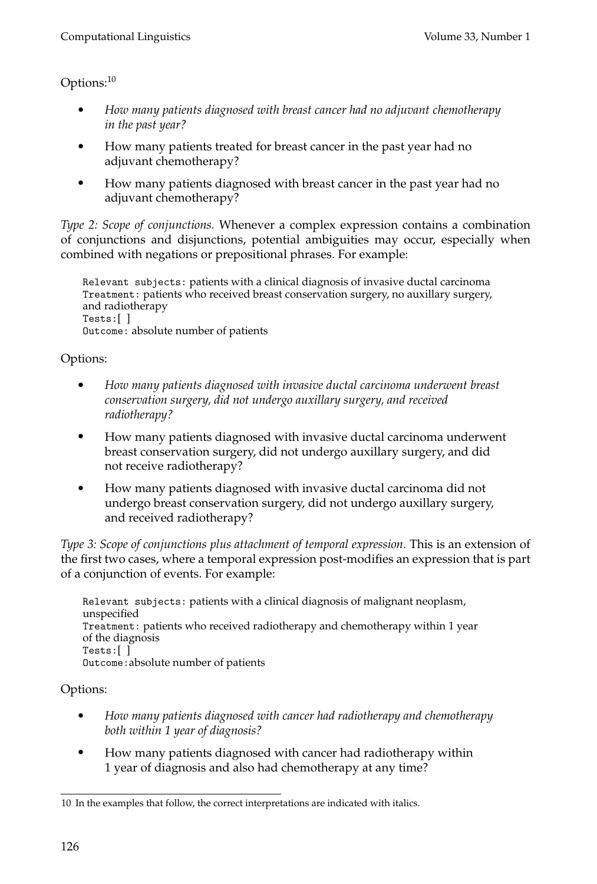Options:[10]

- *How many patients diagnosed with breast cancer had no adjuvant chemotherapy in the past year?*
- How many patients treated for breast cancer in the past year had no adjuvant chemotherapy?
- How many patients diagnosed with breast cancer in the past year had no adjuvant chemotherapy?

*Type 2: Scope of conjunctions.* Whenever a complex expression contains a combination of conjunctions and disjunctions, potential ambiguities may occur, especially when combined with negations or prepositional phrases. For example:

> `Relevant subjects:` patients with a clinical diagnosis of invasive ductal carcinoma
> `Treatment:` patients who received breast conservation surgery, no auxillary surgery, and radiotherapy
> `Tests:`[ ]
> `Outcome:` absolute number of patients

Options:

- *How many patients diagnosed with invasive ductal carcinoma underwent breast conservation surgery, did not undergo auxillary surgery, and received radiotherapy?*
- How many patients diagnosed with invasive ductal carcinoma underwent breast conservation surgery, did not undergo auxillary surgery, and did not receive radiotherapy?
- How many patients diagnosed with invasive ductal carcinoma did not undergo breast conservation surgery, did not undergo auxillary surgery, and received radiotherapy?

*Type 3: Scope of conjunctions plus attachment of temporal expression.* This is an extension of the first two cases, where a temporal expression post-modifies an expression that is part of a conjunction of events. For example:

> `Relevant subjects:` patients with a clinical diagnosis of malignant neoplasm, unspecified
> `Treatment:` patients who received radiotherapy and chemotherapy within 1 year of the diagnosis
> `Tests:`[ ]
> `Outcome:`absolute number of patients

Options:

- *How many patients diagnosed with cancer had radiotherapy and chemotherapy both within 1 year of diagnosis?*
- How many patients diagnosed with cancer had radiotherapy within 1 year of diagnosis and also had chemotherapy at any time?

[10] In the examples that follow, the correct interpretations are indicated with italics.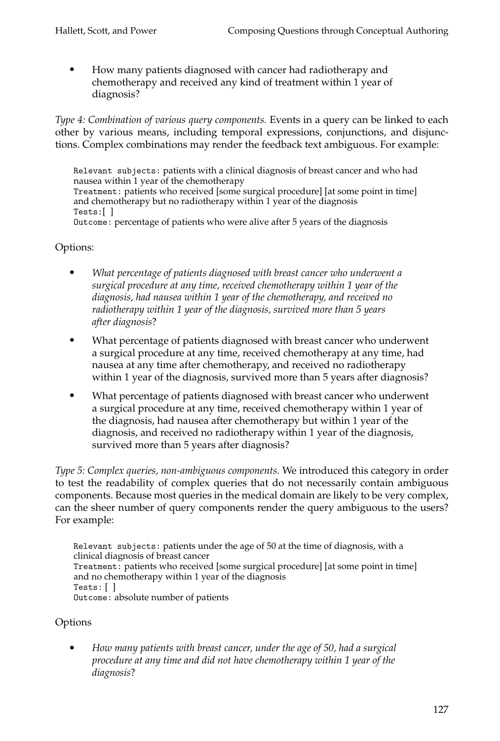- How many patients diagnosed with cancer had radiotherapy and chemotherapy and received any kind of treatment within 1 year of diagnosis?

*Type 4: Combination of various query components.* Events in a query can be linked to each other by various means, including temporal expressions, conjunctions, and disjunctions. Complex combinations may render the feedback text ambiguous. For example:

`Relevant subjects:` patients with a clinical diagnosis of breast cancer and who had nausea within 1 year of the chemotherapy
`Treatment:` patients who received [some surgical procedure] [at some point in time] and chemotherapy but no radiotherapy within 1 year of the diagnosis
`Tests:`[ ]
`Outcome:` percentage of patients who were alive after 5 years of the diagnosis

Options:

- *What percentage of patients diagnosed with breast cancer who underwent a surgical procedure at any time, received chemotherapy within 1 year of the diagnosis, had nausea within 1 year of the chemotherapy, and received no radiotherapy within 1 year of the diagnosis, survived more than 5 years after diagnosis*?
- What percentage of patients diagnosed with breast cancer who underwent a surgical procedure at any time, received chemotherapy at any time, had nausea at any time after chemotherapy, and received no radiotherapy within 1 year of the diagnosis, survived more than 5 years after diagnosis?
- What percentage of patients diagnosed with breast cancer who underwent a surgical procedure at any time, received chemotherapy within 1 year of the diagnosis, had nausea after chemotherapy but within 1 year of the diagnosis, and received no radiotherapy within 1 year of the diagnosis, survived more than 5 years after diagnosis?

*Type 5: Complex queries, non-ambiguous components.* We introduced this category in order to test the readability of complex queries that do not necessarily contain ambiguous components. Because most queries in the medical domain are likely to be very complex, can the sheer number of query components render the query ambiguous to the users? For example:

`Relevant subjects:` patients under the age of 50 at the time of diagnosis, with a clinical diagnosis of breast cancer
`Treatment:` patients who received [some surgical procedure] [at some point in time] and no chemotherapy within 1 year of the diagnosis
`Tests:` [ ]
`Outcome:` absolute number of patients

Options

- *How many patients with breast cancer, under the age of 50, had a surgical procedure at any time and did not have chemotherapy within 1 year of the diagnosis*?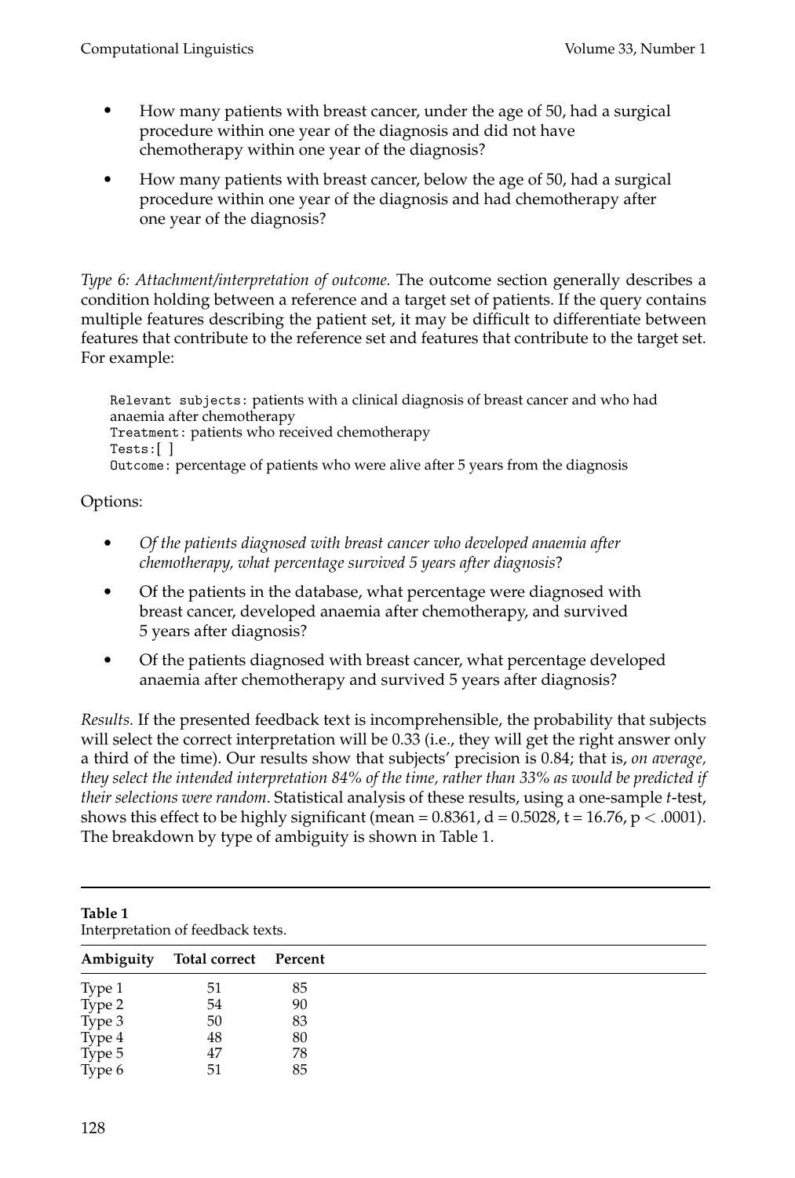- How many patients with breast cancer, under the age of 50, had a surgical procedure within one year of the diagnosis and did not have chemotherapy within one year of the diagnosis?
- How many patients with breast cancer, below the age of 50, had a surgical procedure within one year of the diagnosis and had chemotherapy after one year of the diagnosis?

*Type 6: Attachment/interpretation of outcome.* The outcome section generally describes a condition holding between a reference and a target set of patients. If the query contains multiple features describing the patient set, it may be difficult to differentiate between features that contribute to the reference set and features that contribute to the target set. For example:

> `Relevant subjects:` patients with a clinical diagnosis of breast cancer and who had anaemia after chemotherapy
> `Treatment:` patients who received chemotherapy
> `Tests:[ ]`
> `Outcome:` percentage of patients who were alive after 5 years from the diagnosis

Options:

- *Of the patients diagnosed with breast cancer who developed anaemia after chemotherapy, what percentage survived 5 years after diagnosis*?
- Of the patients in the database, what percentage were diagnosed with breast cancer, developed anaemia after chemotherapy, and survived 5 years after diagnosis?
- Of the patients diagnosed with breast cancer, what percentage developed anaemia after chemotherapy and survived 5 years after diagnosis?

*Results.* If the presented feedback text is incomprehensible, the probability that subjects will select the correct interpretation will be 0.33 (i.e., they will get the right answer only a third of the time). Our results show that subjects' precision is 0.84; that is, *on average, they select the intended interpretation 84% of the time, rather than 33% as would be predicted if their selections were random*. Statistical analysis of these results, using a one-sample *t*-test, shows this effect to be highly significant (mean = 0.8361, d = 0.5028, t = 16.76, $p < .0001$). The breakdown by type of ambiguity is shown in Table 1.

**Table 1**
Interpretation of feedback texts.

| Ambiguity | Total correct | Percent |
|---|---|---|
| Type 1 | 51 | 85 |
| Type 2 | 54 | 90 |
| Type 3 | 50 | 83 |
| Type 4 | 48 | 80 |
| Type 5 | 47 | 78 |
| Type 6 | 51 | 85 |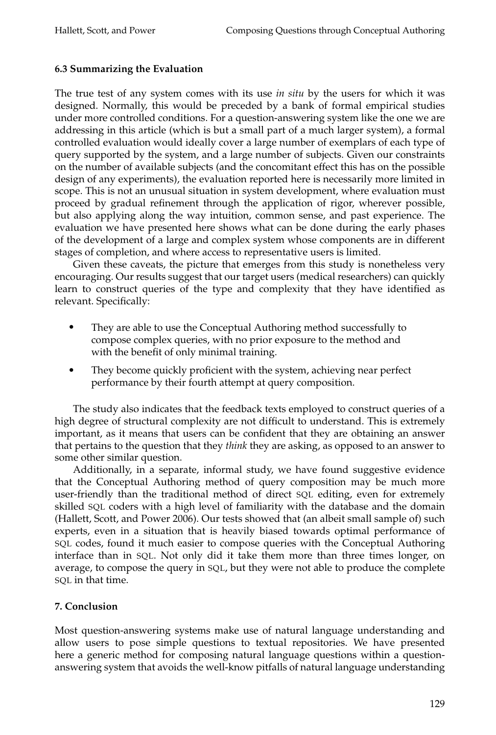### 6.3 Summarizing the Evaluation

The true test of any system comes with its use *in situ* by the users for which it was designed. Normally, this would be preceded by a bank of formal empirical studies under more controlled conditions. For a question-answering system like the one we are addressing in this article (which is but a small part of a much larger system), a formal controlled evaluation would ideally cover a large number of exemplars of each type of query supported by the system, and a large number of subjects. Given our constraints on the number of available subjects (and the concomitant effect this has on the possible design of any experiments), the evaluation reported here is necessarily more limited in scope. This is not an unusual situation in system development, where evaluation must proceed by gradual refinement through the application of rigor, wherever possible, but also applying along the way intuition, common sense, and past experience. The evaluation we have presented here shows what can be done during the early phases of the development of a large and complex system whose components are in different stages of completion, and where access to representative users is limited.

Given these caveats, the picture that emerges from this study is nonetheless very encouraging. Our results suggest that our target users (medical researchers) can quickly learn to construct queries of the type and complexity that they have identified as relevant. Specifically:

- They are able to use the Conceptual Authoring method successfully to compose complex queries, with no prior exposure to the method and with the benefit of only minimal training.
- They become quickly proficient with the system, achieving near perfect performance by their fourth attempt at query composition.

The study also indicates that the feedback texts employed to construct queries of a high degree of structural complexity are not difficult to understand. This is extremely important, as it means that users can be confident that they are obtaining an answer that pertains to the question that they *think* they are asking, as opposed to an answer to some other similar question.

Additionally, in a separate, informal study, we have found suggestive evidence that the Conceptual Authoring method of query composition may be much more user-friendly than the traditional method of direct SQL editing, even for extremely skilled SQL coders with a high level of familiarity with the database and the domain (Hallett, Scott, and Power 2006). Our tests showed that (an albeit small sample of) such experts, even in a situation that is heavily biased towards optimal performance of SQL codes, found it much easier to compose queries with the Conceptual Authoring interface than in SQL. Not only did it take them more than three times longer, on average, to compose the query in SQL, but they were not able to produce the complete SQL in that time.

## 7. Conclusion

Most question-answering systems make use of natural language understanding and allow users to pose simple questions to textual repositories. We have presented here a generic method for composing natural language questions within a question-answering system that avoids the well-know pitfalls of natural language understanding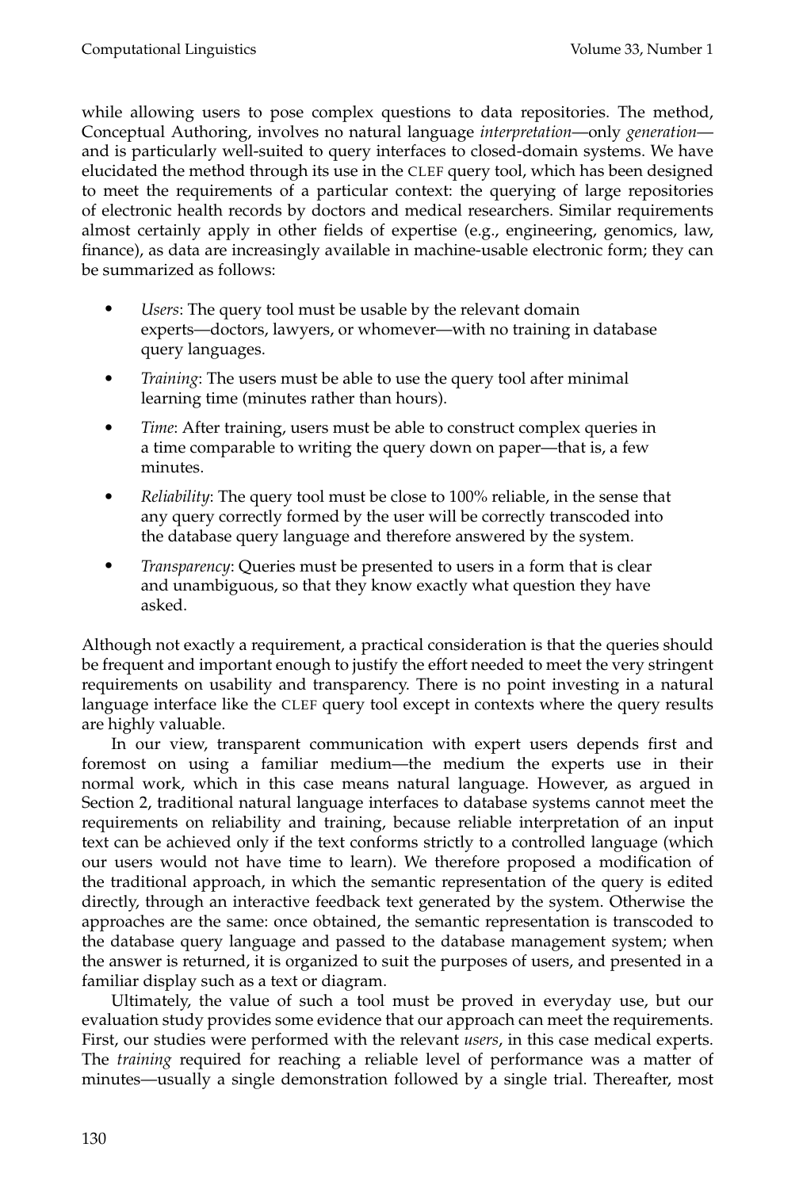while allowing users to pose complex questions to data repositories. The method, Conceptual Authoring, involves no natural language *interpretation*—only *generation*—and is particularly well-suited to query interfaces to closed-domain systems. We have elucidated the method through its use in the CLEF query tool, which has been designed to meet the requirements of a particular context: the querying of large repositories of electronic health records by doctors and medical researchers. Similar requirements almost certainly apply in other fields of expertise (e.g., engineering, genomics, law, finance), as data are increasingly available in machine-usable electronic form; they can be summarized as follows:

- *Users*: The query tool must be usable by the relevant domain experts—doctors, lawyers, or whomever—with no training in database query languages.
- *Training*: The users must be able to use the query tool after minimal learning time (minutes rather than hours).
- *Time*: After training, users must be able to construct complex queries in a time comparable to writing the query down on paper—that is, a few minutes.
- *Reliability*: The query tool must be close to 100% reliable, in the sense that any query correctly formed by the user will be correctly transcoded into the database query language and therefore answered by the system.
- *Transparency*: Queries must be presented to users in a form that is clear and unambiguous, so that they know exactly what question they have asked.

Although not exactly a requirement, a practical consideration is that the queries should be frequent and important enough to justify the effort needed to meet the very stringent requirements on usability and transparency. There is no point investing in a natural language interface like the CLEF query tool except in contexts where the query results are highly valuable.

In our view, transparent communication with expert users depends first and foremost on using a familiar medium—the medium the experts use in their normal work, which in this case means natural language. However, as argued in Section 2, traditional natural language interfaces to database systems cannot meet the requirements on reliability and training, because reliable interpretation of an input text can be achieved only if the text conforms strictly to a controlled language (which our users would not have time to learn). We therefore proposed a modification of the traditional approach, in which the semantic representation of the query is edited directly, through an interactive feedback text generated by the system. Otherwise the approaches are the same: once obtained, the semantic representation is transcoded to the database query language and passed to the database management system; when the answer is returned, it is organized to suit the purposes of users, and presented in a familiar display such as a text or diagram.

Ultimately, the value of such a tool must be proved in everyday use, but our evaluation study provides some evidence that our approach can meet the requirements. First, our studies were performed with the relevant *users*, in this case medical experts. The *training* required for reaching a reliable level of performance was a matter of minutes—usually a single demonstration followed by a single trial. Thereafter, most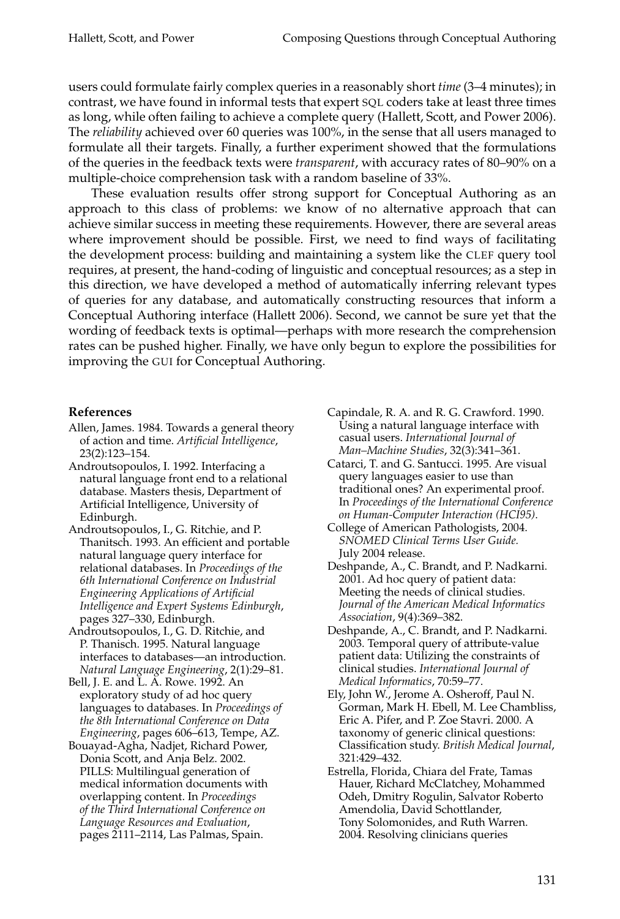users could formulate fairly complex queries in a reasonably short *time* (3–4 minutes); in contrast, we have found in informal tests that expert SQL coders take at least three times as long, while often failing to achieve a complete query (Hallett, Scott, and Power 2006). The *reliability* achieved over 60 queries was 100%, in the sense that all users managed to formulate all their targets. Finally, a further experiment showed that the formulations of the queries in the feedback texts were *transparent*, with accuracy rates of 80–90% on a multiple-choice comprehension task with a random baseline of 33%.

These evaluation results offer strong support for Conceptual Authoring as an approach to this class of problems: we know of no alternative approach that can achieve similar success in meeting these requirements. However, there are several areas where improvement should be possible. First, we need to find ways of facilitating the development process: building and maintaining a system like the CLEF query tool requires, at present, the hand-coding of linguistic and conceptual resources; as a step in this direction, we have developed a method of automatically inferring relevant types of queries for any database, and automatically constructing resources that inform a Conceptual Authoring interface (Hallett 2006). Second, we cannot be sure yet that the wording of feedback texts is optimal—perhaps with more research the comprehension rates can be pushed higher. Finally, we have only begun to explore the possibilities for improving the GUI for Conceptual Authoring.

## References

Allen, James. 1984. Towards a general theory of action and time. *Artificial Intelligence*, 23(2):123–154.

Androutsopoulos, I. 1992. Interfacing a natural language front end to a relational database. Masters thesis, Department of Artificial Intelligence, University of Edinburgh.

Androutsopoulos, I., G. Ritchie, and P. Thanitsch. 1993. An efficient and portable natural language query interface for relational databases. In *Proceedings of the 6th International Conference on Industrial Engineering Applications of Artificial Intelligence and Expert Systems Edinburgh*, pages 327–330, Edinburgh.

Androutsopoulos, I., G. D. Ritchie, and P. Thanisch. 1995. Natural language interfaces to databases—an introduction. *Natural Language Engineering*, 2(1):29–81.

Bell, J. E. and L. A. Rowe. 1992. An exploratory study of ad hoc query languages to databases. In *Proceedings of the 8th International Conference on Data Engineering*, pages 606–613, Tempe, AZ.

Bouayad-Agha, Nadjet, Richard Power, Donia Scott, and Anja Belz. 2002. PILLS: Multilingual generation of medical information documents with overlapping content. In *Proceedings of the Third International Conference on Language Resources and Evaluation*, pages 2111–2114, Las Palmas, Spain.

Capindale, R. A. and R. G. Crawford. 1990. Using a natural language interface with casual users. *International Journal of Man–Machine Studies*, 32(3):341–361.

Catarci, T. and G. Santucci. 1995. Are visual query languages easier to use than traditional ones? An experimental proof. In *Proceedings of the International Conference on Human-Computer Interaction (HCI95)*.

College of American Pathologists, 2004. *SNOMED Clinical Terms User Guide.* July 2004 release.

Deshpande, A., C. Brandt, and P. Nadkarni. 2001. Ad hoc query of patient data: Meeting the needs of clinical studies. *Journal of the American Medical Informatics Association*, 9(4):369–382.

Deshpande, A., C. Brandt, and P. Nadkarni. 2003. Temporal query of attribute-value patient data: Utilizing the constraints of clinical studies. *International Journal of Medical Informatics*, 70:59–77.

Ely, John W., Jerome A. Osheroff, Paul N. Gorman, Mark H. Ebell, M. Lee Chambliss, Eric A. Pifer, and P. Zoe Stavri. 2000. A taxonomy of generic clinical questions: Classification study. *British Medical Journal*, 321:429–432.

Estrella, Florida, Chiara del Frate, Tamas Hauer, Richard McClatchey, Mohammed Odeh, Dmitry Rogulin, Salvator Roberto Amendolia, David Schottlander, Tony Solomonides, and Ruth Warren. 2004. Resolving clinicians queries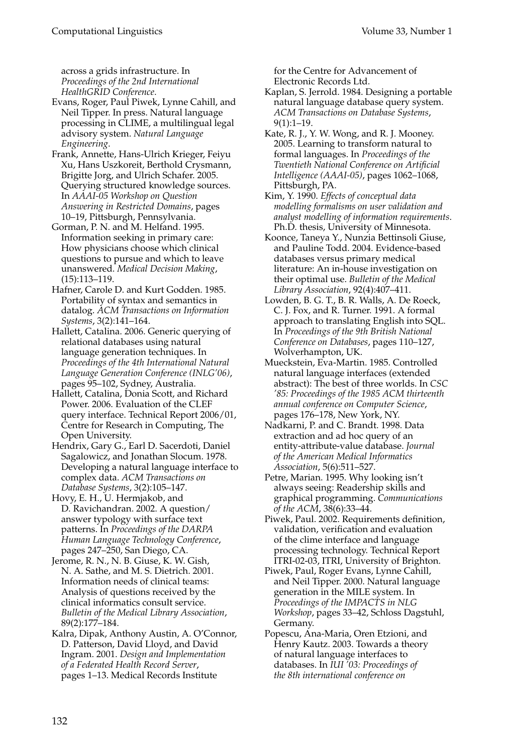across a grids infrastructure. In *Proceedings of the 2nd International HealthGRID Conference*.

Evans, Roger, Paul Piwek, Lynne Cahill, and Neil Tipper. In press. Natural language processing in CLIME, a multilingual legal advisory system. *Natural Language Engineering*.

Frank, Annette, Hans-Ulrich Krieger, Feiyu Xu, Hans Uszkoreit, Berthold Crysmann, Brigitte Jorg, and Ulrich Schafer. 2005. Querying structured knowledge sources. In *AAAI-05 Workshop on Question Answering in Restricted Domains*, pages 10–19, Pittsburgh, Pennsylvania.

Gorman, P. N. and M. Helfand. 1995. Information seeking in primary care: How physicians choose which clinical questions to pursue and which to leave unanswered. *Medical Decision Making*, (15):113–119.

Hafner, Carole D. and Kurt Godden. 1985. Portability of syntax and semantics in datalog. *ACM Transactions on Information Systems*, 3(2):141–164.

Hallett, Catalina. 2006. Generic querying of relational databases using natural language generation techniques. In *Proceedings of the 4th International Natural Language Generation Conference (INLG'06)*, pages 95–102, Sydney, Australia.

Hallett, Catalina, Donia Scott, and Richard Power. 2006. Evaluation of the CLEF query interface. Technical Report 2006/01, Centre for Research in Computing, The Open University.

Hendrix, Gary G., Earl D. Sacerdoti, Daniel Sagalowicz, and Jonathan Slocum. 1978. Developing a natural language interface to complex data. *ACM Transactions on Database Systems*, 3(2):105–147.

Hovy, E. H., U. Hermjakob, and D. Ravichandran. 2002. A question/answer typology with surface text patterns. In *Proceedings of the DARPA Human Language Technology Conference*, pages 247–250, San Diego, CA.

Jerome, R. N., N. B. Giuse, K. W. Gish, N. A. Sathe, and M. S. Dietrich. 2001. Information needs of clinical teams: Analysis of questions received by the clinical informatics consult service. *Bulletin of the Medical Library Association*, 89(2):177–184.

Kalra, Dipak, Anthony Austin, A. O'Connor, D. Patterson, David Lloyd, and David Ingram. 2001. *Design and Implementation of a Federated Health Record Server*, pages 1–13. Medical Records Institute for the Centre for Advancement of Electronic Records Ltd.

Kaplan, S. Jerrold. 1984. Designing a portable natural language database query system. *ACM Transactions on Database Systems*, 9(1):1–19.

Kate, R. J., Y. W. Wong, and R. J. Mooney. 2005. Learning to transform natural to formal languages. In *Proceedings of the Twentieth National Conference on Artificial Intelligence (AAAI-05)*, pages 1062–1068, Pittsburgh, PA.

Kim, Y. 1990. *Effects of conceptual data modelling formalisms on user validation and analyst modelling of information requirements*. Ph.D. thesis, University of Minnesota.

Koonce, Taneya Y., Nunzia Bettinsoli Giuse, and Pauline Todd. 2004. Evidence-based databases versus primary medical literature: An in-house investigation on their optimal use. *Bulletin of the Medical Library Association*, 92(4):407–411.

Lowden, B. G. T., B. R. Walls, A. De Roeck, C. J. Fox, and R. Turner. 1991. A formal approach to translating English into SQL. In *Proceedings of the 9th British National Conference on Databases*, pages 110–127, Wolverhampton, UK.

Mueckstein, Eva-Martin. 1985. Controlled natural language interfaces (extended abstract): The best of three worlds. In *CSC '85: Proceedings of the 1985 ACM thirteenth annual conference on Computer Science*, pages 176–178, New York, NY.

Nadkarni, P. and C. Brandt. 1998. Data extraction and ad hoc query of an entity-attribute-value database. *Journal of the American Medical Informatics Association*, 5(6):511–527.

Petre, Marian. 1995. Why looking isn't always seeing: Readership skills and graphical programming. *Communications of the ACM*, 38(6):33–44.

Piwek, Paul. 2002. Requirements definition, validation, verification and evaluation of the clime interface and language processing technology. Technical Report ITRI-02-03, ITRI, University of Brighton.

Piwek, Paul, Roger Evans, Lynne Cahill, and Neil Tipper. 2000. Natural language generation in the MILE system. In *Proceedings of the IMPACTS in NLG Workshop*, pages 33–42, Schloss Dagstuhl, Germany.

Popescu, Ana-Maria, Oren Etzioni, and Henry Kautz. 2003. Towards a theory of natural language interfaces to databases. In *IUI '03: Proceedings of the 8th international conference on*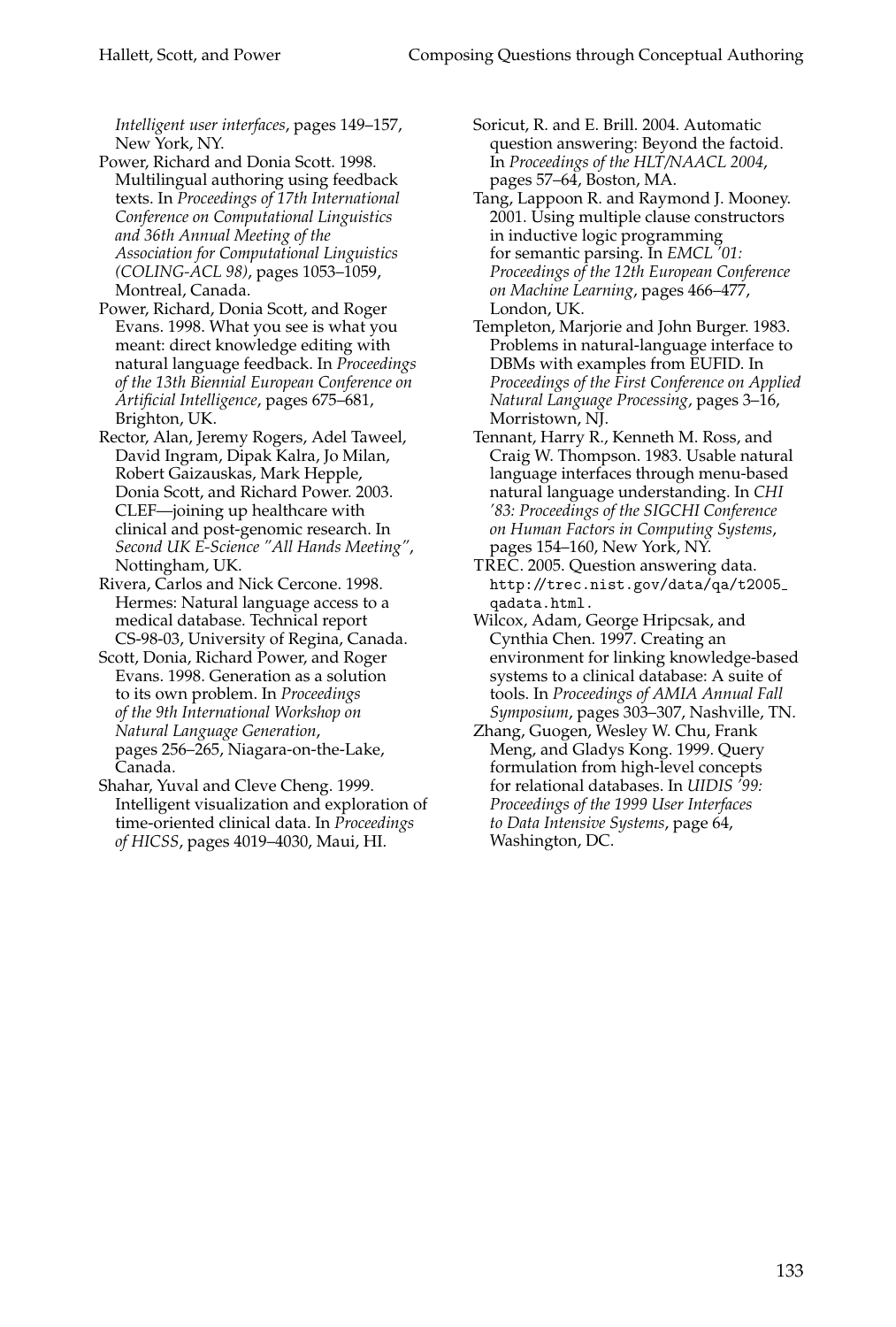*Intelligent user interfaces*, pages 149–157, New York, NY.

Power, Richard and Donia Scott. 1998. Multilingual authoring using feedback texts. In *Proceedings of 17th International Conference on Computational Linguistics and 36th Annual Meeting of the Association for Computational Linguistics (COLING-ACL 98)*, pages 1053–1059, Montreal, Canada.

Power, Richard, Donia Scott, and Roger Evans. 1998. What you see is what you meant: direct knowledge editing with natural language feedback. In *Proceedings of the 13th Biennial European Conference on Artificial Intelligence*, pages 675–681, Brighton, UK.

Rector, Alan, Jeremy Rogers, Adel Taweel, David Ingram, Dipak Kalra, Jo Milan, Robert Gaizauskas, Mark Hepple, Donia Scott, and Richard Power. 2003. CLEF—joining up healthcare with clinical and post-genomic research. In *Second UK E-Science "All Hands Meeting"*, Nottingham, UK.

Rivera, Carlos and Nick Cercone. 1998. Hermes: Natural language access to a medical database. Technical report CS-98-03, University of Regina, Canada.

Scott, Donia, Richard Power, and Roger Evans. 1998. Generation as a solution to its own problem. In *Proceedings of the 9th International Workshop on Natural Language Generation*, pages 256–265, Niagara-on-the-Lake, Canada.

Shahar, Yuval and Cleve Cheng. 1999. Intelligent visualization and exploration of time-oriented clinical data. In *Proceedings of HICSS*, pages 4019–4030, Maui, HI.

Soricut, R. and E. Brill. 2004. Automatic question answering: Beyond the factoid. In *Proceedings of the HLT/NAACL 2004*, pages 57–64, Boston, MA.

Tang, Lappoon R. and Raymond J. Mooney. 2001. Using multiple clause constructors in inductive logic programming for semantic parsing. In *EMCL '01: Proceedings of the 12th European Conference on Machine Learning*, pages 466–477, London, UK.

Templeton, Marjorie and John Burger. 1983. Problems in natural-language interface to DBMs with examples from EUFID. In *Proceedings of the First Conference on Applied Natural Language Processing*, pages 3–16, Morristown, NJ.

Tennant, Harry R., Kenneth M. Ross, and Craig W. Thompson. 1983. Usable natural language interfaces through menu-based natural language understanding. In *CHI '83: Proceedings of the SIGCHI Conference on Human Factors in Computing Systems*, pages 154–160, New York, NY.

TREC. 2005. Question answering data. `http://trec.nist.gov/data/qa/t2005_qadata.html`.

Wilcox, Adam, George Hripcsak, and Cynthia Chen. 1997. Creating an environment for linking knowledge-based systems to a clinical database: A suite of tools. In *Proceedings of AMIA Annual Fall Symposium*, pages 303–307, Nashville, TN.

Zhang, Guogen, Wesley W. Chu, Frank Meng, and Gladys Kong. 1999. Query formulation from high-level concepts for relational databases. In *UIDIS '99: Proceedings of the 1999 User Interfaces to Data Intensive Systems*, page 64, Washington, DC.